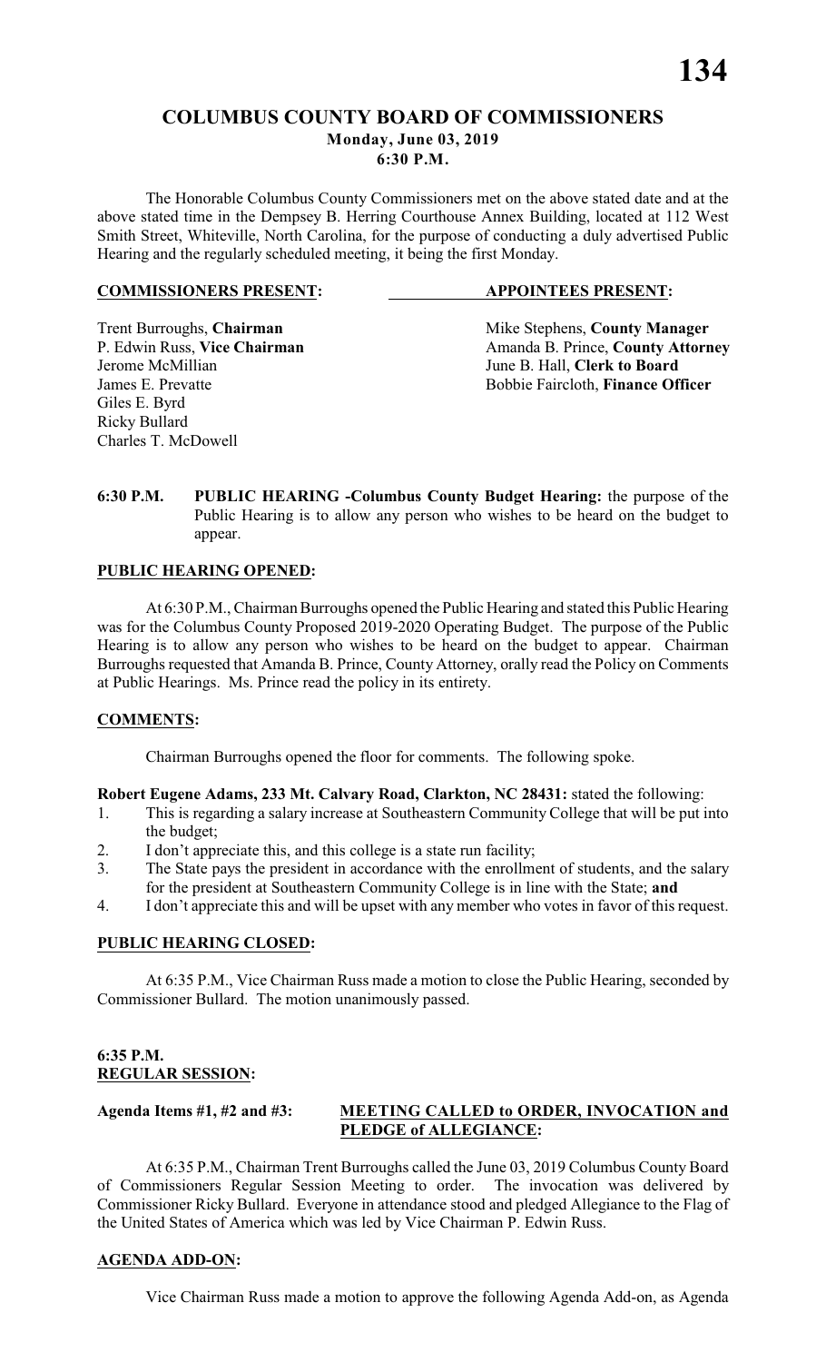# COLUMBUS COUNTY BOARD OF COMMISSIONERS

**Monday, June 03, 2019**
**6:30 P.M.**

The Honorable Columbus County Commissioners met on the above stated date and at the above stated time in the Dempsey B. Herring Courthouse Annex Building, located at 112 West Smith Street, Whiteville, North Carolina, for the purpose of conducting a duly advertised Public Hearing and the regularly scheduled meeting, it being the first Monday.

| **COMMISSIONERS PRESENT:** | **APPOINTEES PRESENT:** |
|---|---|
| Trent Burroughs, **Chairman** | Mike Stephens, **County Manager** |
| P. Edwin Russ, **Vice Chairman** | Amanda B. Prince, **County Attorney** |
| Jerome McMillian | June B. Hall, **Clerk to Board** |
| James E. Prevatte | Bobbie Faircloth, **Finance Officer** |
| Giles E. Byrd | |
| Ricky Bullard | |
| Charles T. McDowell | |

**6:30 P.M. PUBLIC HEARING -Columbus County Budget Hearing:** the purpose of the Public Hearing is to allow any person who wishes to be heard on the budget to appear.

**PUBLIC HEARING OPENED:**

At 6:30 P.M., Chairman Burroughs opened the Public Hearing and stated this Public Hearing was for the Columbus County Proposed 2019-2020 Operating Budget. The purpose of the Public Hearing is to allow any person who wishes to be heard on the budget to appear. Chairman Burroughs requested that Amanda B. Prince, County Attorney, orally read the Policy on Comments at Public Hearings. Ms. Prince read the policy in its entirety.

**COMMENTS:**

Chairman Burroughs opened the floor for comments. The following spoke.

**Robert Eugene Adams, 233 Mt. Calvary Road, Clarkton, NC 28431:** stated the following:

1. This is regarding a salary increase at Southeastern Community College that will be put into the budget;
2. I don't appreciate this, and this college is a state run facility;
3. The State pays the president in accordance with the enrollment of students, and the salary for the president at Southeastern Community College is in line with the State; **and**
4. I don't appreciate this and will be upset with any member who votes in favor of this request.

**PUBLIC HEARING CLOSED:**

At 6:35 P.M., Vice Chairman Russ made a motion to close the Public Hearing, seconded by Commissioner Bullard. The motion unanimously passed.

**6:35 P.M.**
**REGULAR SESSION:**

**Agenda Items #1, #2 and #3: MEETING CALLED to ORDER, INVOCATION and PLEDGE of ALLEGIANCE:**

At 6:35 P.M., Chairman Trent Burroughs called the June 03, 2019 Columbus County Board of Commissioners Regular Session Meeting to order. The invocation was delivered by Commissioner Ricky Bullard. Everyone in attendance stood and pledged Allegiance to the Flag of the United States of America which was led by Vice Chairman P. Edwin Russ.

**AGENDA ADD-ON:**

Vice Chairman Russ made a motion to approve the following Agenda Add-on, as Agenda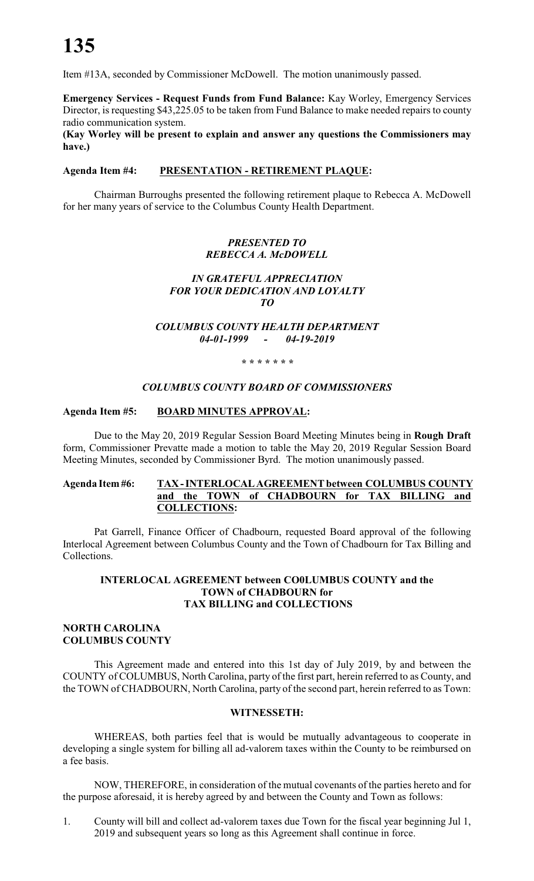Item #13A, seconded by Commissioner McDowell. The motion unanimously passed.

**Emergency Services - Request Funds from Fund Balance:** Kay Worley, Emergency Services Director, is requesting $43,225.05 to be taken from Fund Balance to make needed repairs to county radio communication system.

**(Kay Worley will be present to explain and answer any questions the Commissioners may have.)**

**Agenda Item #4: PRESENTATION - RETIREMENT PLAQUE:**

Chairman Burroughs presented the following retirement plaque to Rebecca A. McDowell for her many years of service to the Columbus County Health Department.

***PRESENTED TO***
***REBECCA A. McDOWELL***

***IN GRATEFUL APPRECIATION***
***FOR YOUR DEDICATION AND LOYALTY***
***TO***

***COLUMBUS COUNTY HEALTH DEPARTMENT***
***04-01-1999 - 04-19-2019***

*** * * * * * ***

***COLUMBUS COUNTY BOARD OF COMMISSIONERS***

**Agenda Item #5: BOARD MINUTES APPROVAL:**

Due to the May 20, 2019 Regular Session Board Meeting Minutes being in **Rough Draft** form, Commissioner Prevatte made a motion to table the May 20, 2019 Regular Session Board Meeting Minutes, seconded by Commissioner Byrd. The motion unanimously passed.

**Agenda Item #6: TAX - INTERLOCAL AGREEMENT between COLUMBUS COUNTY and the TOWN of CHADBOURN for TAX BILLING and COLLECTIONS:**

Pat Garrell, Finance Officer of Chadbourn, requested Board approval of the following Interlocal Agreement between Columbus County and the Town of Chadbourn for Tax Billing and Collections.

**INTERLOCAL AGREEMENT between CO0LUMBUS COUNTY and the TOWN of CHADBOURN for TAX BILLING and COLLECTIONS**

**NORTH CAROLINA**
**COLUMBUS COUNTY**

This Agreement made and entered into this 1st day of July 2019, by and between the COUNTY of COLUMBUS, North Carolina, party of the first part, herein referred to as County, and the TOWN of CHADBOURN, North Carolina, party of the second part, herein referred to as Town:

**WITNESSETH:**

WHEREAS, both parties feel that is would be mutually advantageous to cooperate in developing a single system for billing all ad-valorem taxes within the County to be reimbursed on a fee basis.

NOW, THEREFORE, in consideration of the mutual covenants of the parties hereto and for the purpose aforesaid, it is hereby agreed by and between the County and Town as follows:

1. County will bill and collect ad-valorem taxes due Town for the fiscal year beginning Jul 1, 2019 and subsequent years so long as this Agreement shall continue in force.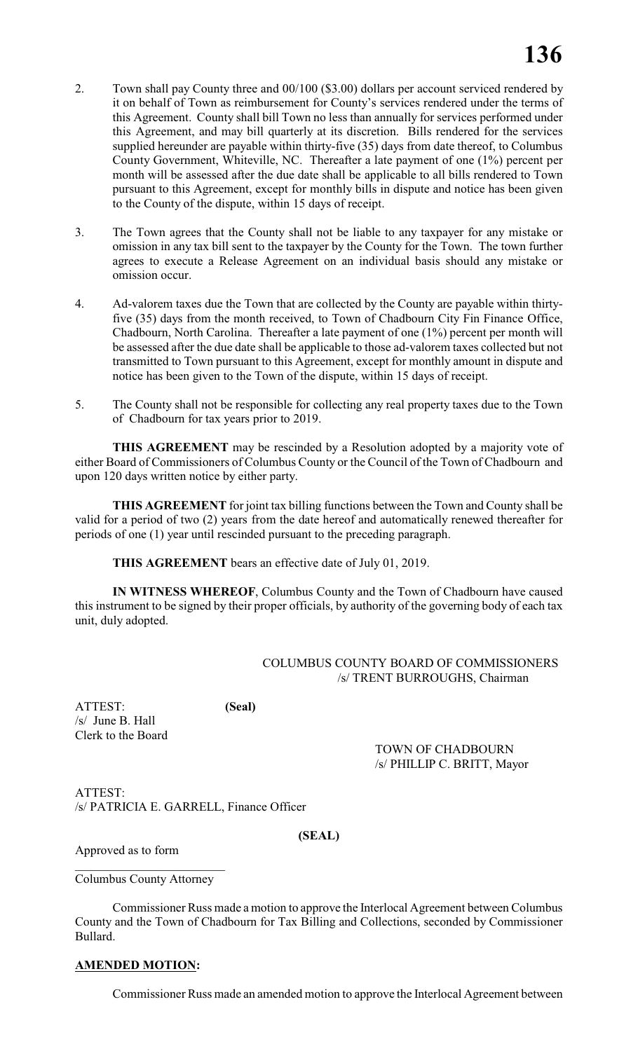2. Town shall pay County three and 00/100 ($3.00) dollars per account serviced rendered by it on behalf of Town as reimbursement for County's services rendered under the terms of this Agreement. County shall bill Town no less than annually for services performed under this Agreement, and may bill quarterly at its discretion. Bills rendered for the services supplied hereunder are payable within thirty-five (35) days from date thereof, to Columbus County Government, Whiteville, NC. Thereafter a late payment of one (1%) percent per month will be assessed after the due date shall be applicable to all bills rendered to Town pursuant to this Agreement, except for monthly bills in dispute and notice has been given to the County of the dispute, within 15 days of receipt.

3. The Town agrees that the County shall not be liable to any taxpayer for any mistake or omission in any tax bill sent to the taxpayer by the County for the Town. The town further agrees to execute a Release Agreement on an individual basis should any mistake or omission occur.

4. Ad-valorem taxes due the Town that are collected by the County are payable within thirty-five (35) days from the month received, to Town of Chadbourn City Fin Finance Office, Chadbourn, North Carolina. Thereafter a late payment of one (1%) percent per month will be assessed after the due date shall be applicable to those ad-valorem taxes collected but not transmitted to Town pursuant to this Agreement, except for monthly amount in dispute and notice has been given to the Town of the dispute, within 15 days of receipt.

5. The County shall not be responsible for collecting any real property taxes due to the Town of Chadbourn for tax years prior to 2019.

**THIS AGREEMENT** may be rescinded by a Resolution adopted by a majority vote of either Board of Commissioners of Columbus County or the Council of the Town of Chadbourn and upon 120 days written notice by either party.

**THIS AGREEMENT** for joint tax billing functions between the Town and County shall be valid for a period of two (2) years from the date hereof and automatically renewed thereafter for periods of one (1) year until rescinded pursuant to the preceding paragraph.

**THIS AGREEMENT** bears an effective date of July 01, 2019.

**IN WITNESS WHEREOF**, Columbus County and the Town of Chadbourn have caused this instrument to be signed by their proper officials, by authority of the governing body of each tax unit, duly adopted.

COLUMBUS COUNTY BOARD OF COMMISSIONERS
/s/ TRENT BURROUGHS, Chairman

ATTEST: **(Seal)**
/s/ June B. Hall
Clerk to the Board

TOWN OF CHADBOURN
/s/ PHILLIP C. BRITT, Mayor

ATTEST:
/s/ PATRICIA E. GARRELL, Finance Officer

**(SEAL)**

Approved as to form

\_\_\_\_\_\_\_\_\_\_\_\_\_\_\_\_\_\_\_\_\_\_\_\_
Columbus County Attorney

Commissioner Russ made a motion to approve the Interlocal Agreement between Columbus County and the Town of Chadbourn for Tax Billing and Collections, seconded by Commissioner Bullard.

**AMENDED MOTION:**

Commissioner Russ made an amended motion to approve the Interlocal Agreement between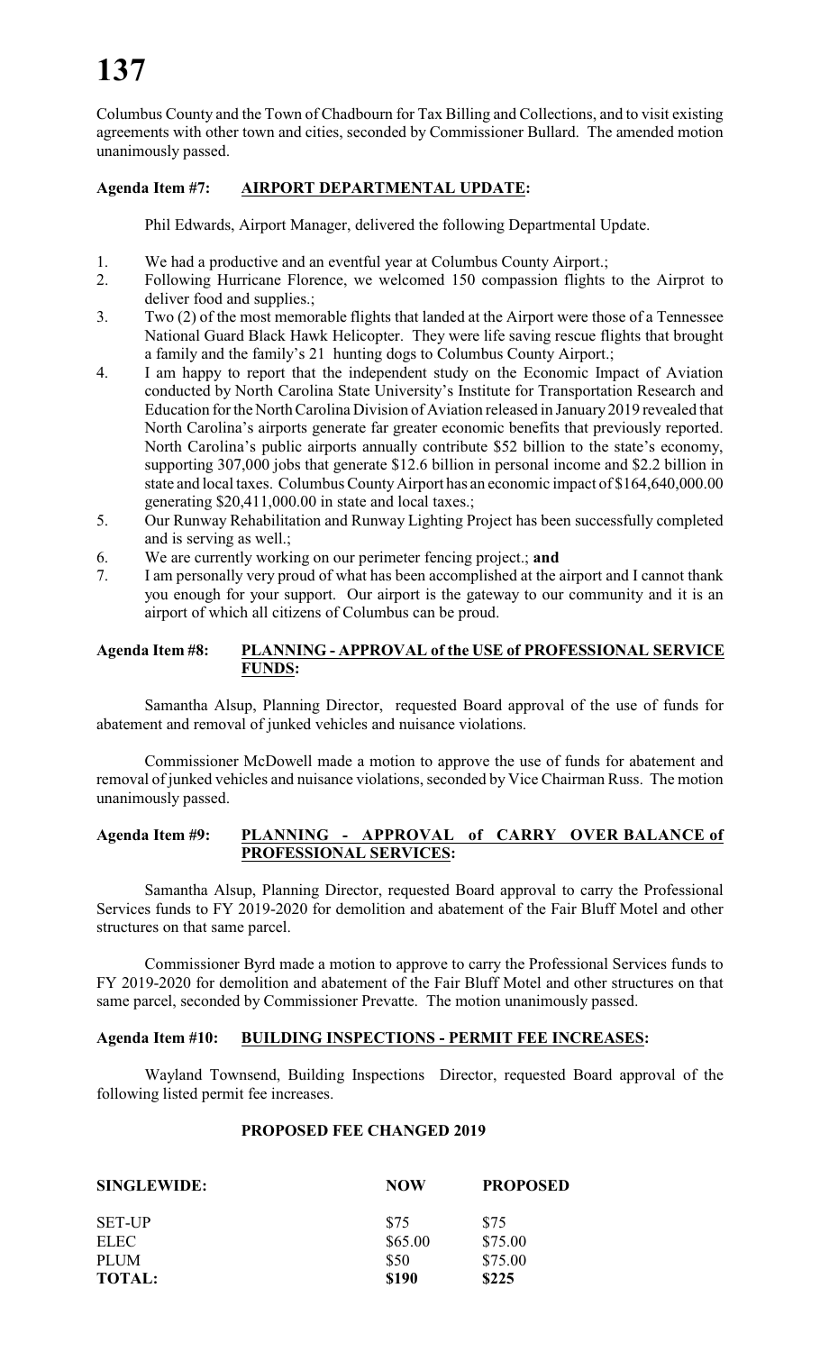Columbus County and the Town of Chadbourn for Tax Billing and Collections, and to visit existing agreements with other town and cities, seconded by Commissioner Bullard. The amended motion unanimously passed.

**Agenda Item #7: AIRPORT DEPARTMENTAL UPDATE:**

Phil Edwards, Airport Manager, delivered the following Departmental Update.

1. We had a productive and an eventful year at Columbus County Airport.;
2. Following Hurricane Florence, we welcomed 150 compassion flights to the Airprot to deliver food and supplies.;
3. Two (2) of the most memorable flights that landed at the Airport were those of a Tennessee National Guard Black Hawk Helicopter. They were life saving rescue flights that brought a family and the family's 21 hunting dogs to Columbus County Airport.;
4. I am happy to report that the independent study on the Economic Impact of Aviation conducted by North Carolina State University's Institute for Transportation Research and Education for the North Carolina Division of Aviation released in January 2019 revealed that North Carolina's airports generate far greater economic benefits that previously reported. North Carolina's public airports annually contribute $52 billion to the state's economy, supporting 307,000 jobs that generate $12.6 billion in personal income and $2.2 billion in state and local taxes. Columbus County Airport has an economic impact of $164,640,000.00 generating $20,411,000.00 in state and local taxes.;
5. Our Runway Rehabilitation and Runway Lighting Project has been successfully completed and is serving as well.;
6. We are currently working on our perimeter fencing project.; **and**
7. I am personally very proud of what has been accomplished at the airport and I cannot thank you enough for your support. Our airport is the gateway to our community and it is an airport of which all citizens of Columbus can be proud.

**Agenda Item #8: PLANNING - APPROVAL of the USE of PROFESSIONAL SERVICE FUNDS:**

Samantha Alsup, Planning Director, requested Board approval of the use of funds for abatement and removal of junked vehicles and nuisance violations.

Commissioner McDowell made a motion to approve the use of funds for abatement and removal of junked vehicles and nuisance violations, seconded by Vice Chairman Russ. The motion unanimously passed.

**Agenda Item #9: PLANNING - APPROVAL of CARRY OVER BALANCE of PROFESSIONAL SERVICES:**

Samantha Alsup, Planning Director, requested Board approval to carry the Professional Services funds to FY 2019-2020 for demolition and abatement of the Fair Bluff Motel and other structures on that same parcel.

Commissioner Byrd made a motion to approve to carry the Professional Services funds to FY 2019-2020 for demolition and abatement of the Fair Bluff Motel and other structures on that same parcel, seconded by Commissioner Prevatte. The motion unanimously passed.

**Agenda Item #10: BUILDING INSPECTIONS - PERMIT FEE INCREASES:**

Wayland Townsend, Building Inspections Director, requested Board approval of the following listed permit fee increases.

**PROPOSED FEE CHANGED 2019**

| SINGLEWIDE: | NOW | PROPOSED |
|---|---|---|
| SET-UP | $75 | $75 |
| ELEC | $65.00 | $75.00 |
| PLUM | $50 | $75.00 |
| **TOTAL:** | **$190** | **$225** |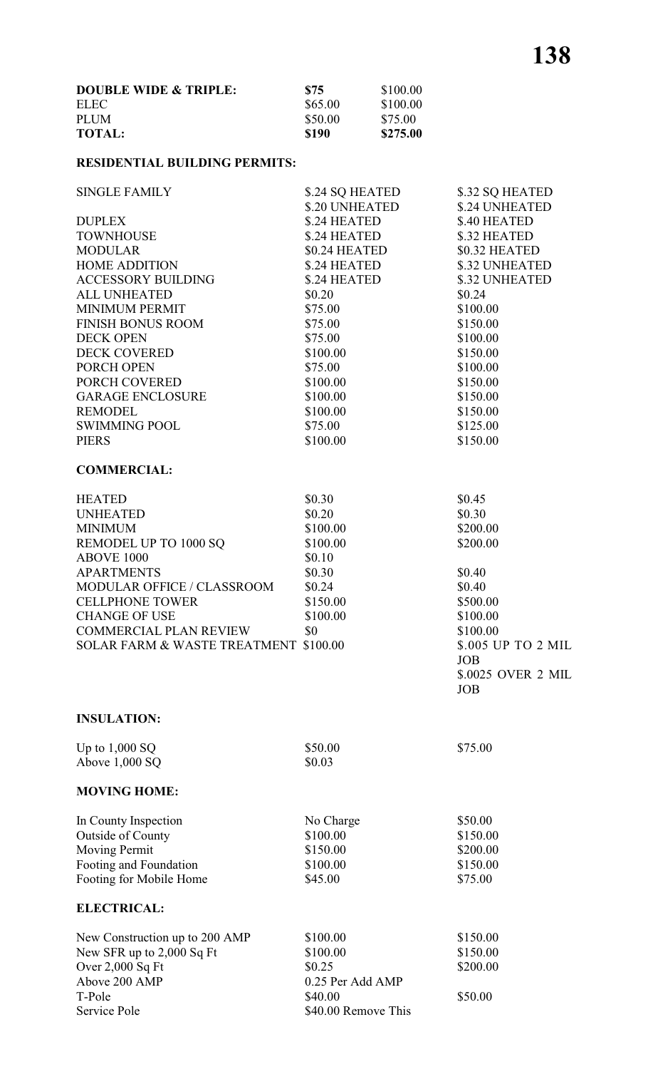| | | |
|---|---|---|
| **DOUBLE WIDE & TRIPLE:** | **$75** | $100.00 |
| ELEC | $65.00 | $100.00 |
| PLUM | $50.00 | $75.00 |
| **TOTAL:** | **$190** | **$275.00** |

**RESIDENTIAL BUILDING PERMITS:**

| | | |
|---|---|---|
| SINGLE FAMILY | $.24 SQ HEATED<br>$.20 UNHEATED | $.32 SQ HEATED<br>$.24 UNHEATED |
| DUPLEX | $.24 HEATED | $.40 HEATED |
| TOWNHOUSE | $.24 HEATED | $.32 HEATED |
| MODULAR | $0.24 HEATED | $0.32 HEATED |
| HOME ADDITION | $.24 HEATED | $.32 UNHEATED |
| ACCESSORY BUILDING | $.24 HEATED | $.32 UNHEATED |
| ALL UNHEATED | $0.20 | $0.24 |
| MINIMUM PERMIT | $75.00 | $100.00 |
| FINISH BONUS ROOM | $75.00 | $150.00 |
| DECK OPEN | $75.00 | $100.00 |
| DECK COVERED | $100.00 | $150.00 |
| PORCH OPEN | $75.00 | $100.00 |
| PORCH COVERED | $100.00 | $150.00 |
| GARAGE ENCLOSURE | $100.00 | $150.00 |
| REMODEL | $100.00 | $150.00 |
| SWIMMING POOL | $75.00 | $125.00 |
| PIERS | $100.00 | $150.00 |

**COMMERCIAL:**

| | | |
|---|---|---|
| HEATED | $0.30 | $0.45 |
| UNHEATED | $0.20 | $0.30 |
| MINIMUM | $100.00 | $200.00 |
| REMODEL UP TO 1000 SQ | $100.00 | $200.00 |
| ABOVE 1000 | $0.10 | |
| APARTMENTS | $0.30 | $0.40 |
| MODULAR OFFICE / CLASSROOM | $0.24 | $0.40 |
| CELLPHONE TOWER | $150.00 | $500.00 |
| CHANGE OF USE | $100.00 | $100.00 |
| COMMERCIAL PLAN REVIEW | $0 | $100.00 |
| SOLAR FARM & WASTE TREATMENT | $100.00 | $.005 UP TO 2 MIL JOB<br>$.0025 OVER 2 MIL JOB |

**INSULATION:**

| | | |
|---|---|---|
| Up to 1,000 SQ | $50.00 | $75.00 |
| Above 1,000 SQ | $0.03 | |

**MOVING HOME:**

| | | |
|---|---|---|
| In County Inspection | No Charge | $50.00 |
| Outside of County | $100.00 | $150.00 |
| Moving Permit | $150.00 | $200.00 |
| Footing and Foundation | $100.00 | $150.00 |
| Footing for Mobile Home | $45.00 | $75.00 |

**ELECTRICAL:**

| | | |
|---|---|---|
| New Construction up to 200 AMP | $100.00 | $150.00 |
| New SFR up to 2,000 Sq Ft | $100.00 | $150.00 |
| Over 2,000 Sq Ft | $0.25 | $200.00 |
| Above 200 AMP | 0.25 Per Add AMP | |
| T-Pole | $40.00 | $50.00 |
| Service Pole | $40.00 Remove This | |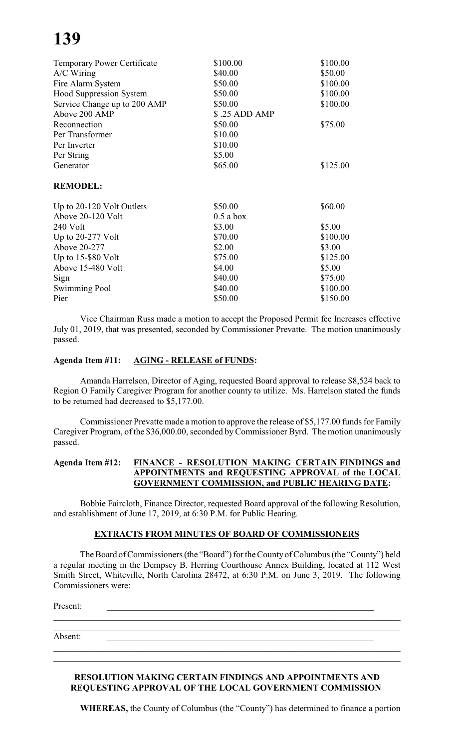| | | |
|---|---|---|
| Temporary Power Certificate | \$100.00 | \$100.00 |
| A/C Wiring | \$40.00 | \$50.00 |
| Fire Alarm System | \$50.00 | \$100.00 |
| Hood Suppression System | \$50.00 | \$100.00 |
| Service Change up to 200 AMP | \$50.00 | \$100.00 |
| Above 200 AMP | \$ .25 ADD AMP | |
| Reconnection | \$50.00 | \$75.00 |
| Per Transformer | \$10.00 | |
| Per Inverter | \$10.00 | |
| Per String | \$5.00 | |
| Generator | \$65.00 | \$125.00 |
| **REMODEL:** | | |
| Up to 20-120 Volt Outlets | \$50.00 | \$60.00 |
| Above 20-120 Volt | 0.5 a box | |
| 240 Volt | \$3.00 | \$5.00 |
| Up to 20-277 Volt | \$70.00 | \$100.00 |
| Above 20-277 | \$2.00 | \$3.00 |
| Up to 15-\$80 Volt | \$75.00 | \$125.00 |
| Above 15-480 Volt | \$4.00 | \$5.00 |
| Sign | \$40.00 | \$75.00 |
| Swimming Pool | \$40.00 | \$100.00 |
| Pier | \$50.00 | \$150.00 |

Vice Chairman Russ made a motion to accept the Proposed Permit fee Increases effective July 01, 2019, that was presented, seconded by Commissioner Prevatte. The motion unanimously passed.

**Agenda Item #11: AGING - RELEASE of FUNDS:**

Amanda Harrelson, Director of Aging, requested Board approval to release \$8,524 back to Region O Family Caregiver Program for another county to utilize. Ms. Harrelson stated the funds to be returned had decreased to \$5,177.00.

Commissioner Prevatte made a motion to approve the release of \$5,177.00 funds for Family Caregiver Program, of the \$36,000.00, seconded by Commissioner Byrd. The motion unanimously passed.

**Agenda Item #12: FINANCE - RESOLUTION MAKING CERTAIN FINDINGS and APPOINTMENTS and REQUESTING APPROVAL of the LOCAL GOVERNMENT COMMISSION, and PUBLIC HEARING DATE:**

Bobbie Faircloth, Finance Director, requested Board approval of the following Resolution, and establishment of June 17, 2019, at 6:30 P.M. for Public Hearing.

**EXTRACTS FROM MINUTES OF BOARD OF COMMISSIONERS**

The Board of Commissioners (the "Board") for the County of Columbus (the "County") held a regular meeting in the Dempsey B. Herring Courthouse Annex Building, located at 112 West Smith Street, Whiteville, North Carolina 28472, at 6:30 P.M. on June 3, 2019. The following Commissioners were:

Present: \_\_\_\_\_\_\_\_\_\_\_\_\_\_\_\_\_\_\_\_\_\_\_\_\_\_\_\_\_\_\_\_\_\_\_\_\_\_\_\_\_\_\_\_\_\_\_\_\_\_\_\_\_\_\_\_\_\_

Absent: \_\_\_\_\_\_\_\_\_\_\_\_\_\_\_\_\_\_\_\_\_\_\_\_\_\_\_\_\_\_\_\_\_\_\_\_\_\_\_\_\_\_\_\_\_\_\_\_\_\_\_\_\_\_\_\_\_\_

**RESOLUTION MAKING CERTAIN FINDINGS AND APPOINTMENTS AND REQUESTING APPROVAL OF THE LOCAL GOVERNMENT COMMISSION**

**WHEREAS,** the County of Columbus (the "County") has determined to finance a portion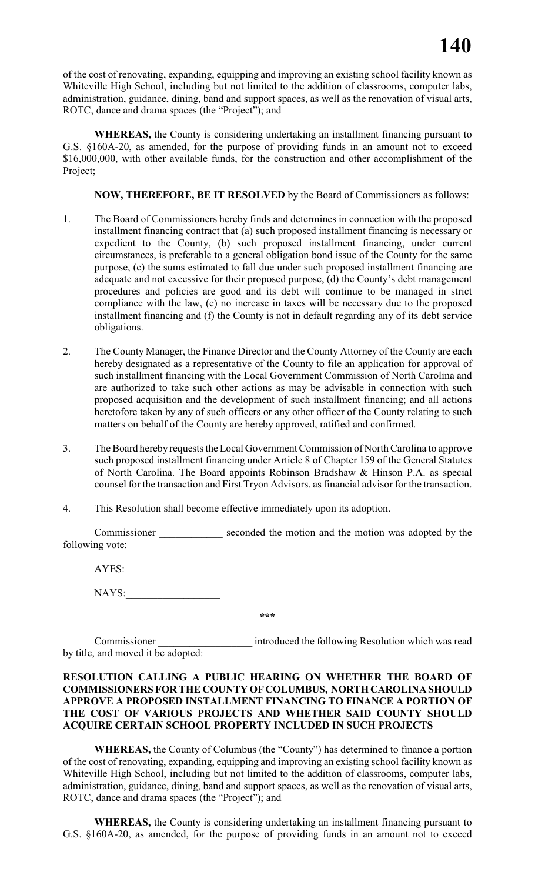of the cost of renovating, expanding, equipping and improving an existing school facility known as Whiteville High School, including but not limited to the addition of classrooms, computer labs, administration, guidance, dining, band and support spaces, as well as the renovation of visual arts, ROTC, dance and drama spaces (the "Project"); and

**WHEREAS,** the County is considering undertaking an installment financing pursuant to G.S. §160A-20, as amended, for the purpose of providing funds in an amount not to exceed $16,000,000, with other available funds, for the construction and other accomplishment of the Project;

**NOW, THEREFORE, BE IT RESOLVED** by the Board of Commissioners as follows:

1. The Board of Commissioners hereby finds and determines in connection with the proposed installment financing contract that (a) such proposed installment financing is necessary or expedient to the County, (b) such proposed installment financing, under current circumstances, is preferable to a general obligation bond issue of the County for the same purpose, (c) the sums estimated to fall due under such proposed installment financing are adequate and not excessive for their proposed purpose, (d) the County's debt management procedures and policies are good and its debt will continue to be managed in strict compliance with the law, (e) no increase in taxes will be necessary due to the proposed installment financing and (f) the County is not in default regarding any of its debt service obligations.

2. The County Manager, the Finance Director and the County Attorney of the County are each hereby designated as a representative of the County to file an application for approval of such installment financing with the Local Government Commission of North Carolina and are authorized to take such other actions as may be advisable in connection with such proposed acquisition and the development of such installment financing; and all actions heretofore taken by any of such officers or any other officer of the County relating to such matters on behalf of the County are hereby approved, ratified and confirmed.

3. The Board hereby requests the Local Government Commission of North Carolina to approve such proposed installment financing under Article 8 of Chapter 159 of the General Statutes of North Carolina. The Board appoints Robinson Bradshaw & Hinson P.A. as special counsel for the transaction and First Tryon Advisors. as financial advisor for the transaction.

4. This Resolution shall become effective immediately upon its adoption.

Commissioner ____________ seconded the motion and the motion was adopted by the following vote:

AYES:_________________

NAYS:_________________

\*\*\*

Commissioner _________________ introduced the following Resolution which was read by title, and moved it be adopted:

**RESOLUTION CALLING A PUBLIC HEARING ON WHETHER THE BOARD OF COMMISSIONERS FOR THE COUNTY OF COLUMBUS, NORTH CAROLINA SHOULD APPROVE A PROPOSED INSTALLMENT FINANCING TO FINANCE A PORTION OF THE COST OF VARIOUS PROJECTS AND WHETHER SAID COUNTY SHOULD ACQUIRE CERTAIN SCHOOL PROPERTY INCLUDED IN SUCH PROJECTS**

**WHEREAS,** the County of Columbus (the "County") has determined to finance a portion of the cost of renovating, expanding, equipping and improving an existing school facility known as Whiteville High School, including but not limited to the addition of classrooms, computer labs, administration, guidance, dining, band and support spaces, as well as the renovation of visual arts, ROTC, dance and drama spaces (the "Project"); and

**WHEREAS,** the County is considering undertaking an installment financing pursuant to G.S. §160A-20, as amended, for the purpose of providing funds in an amount not to exceed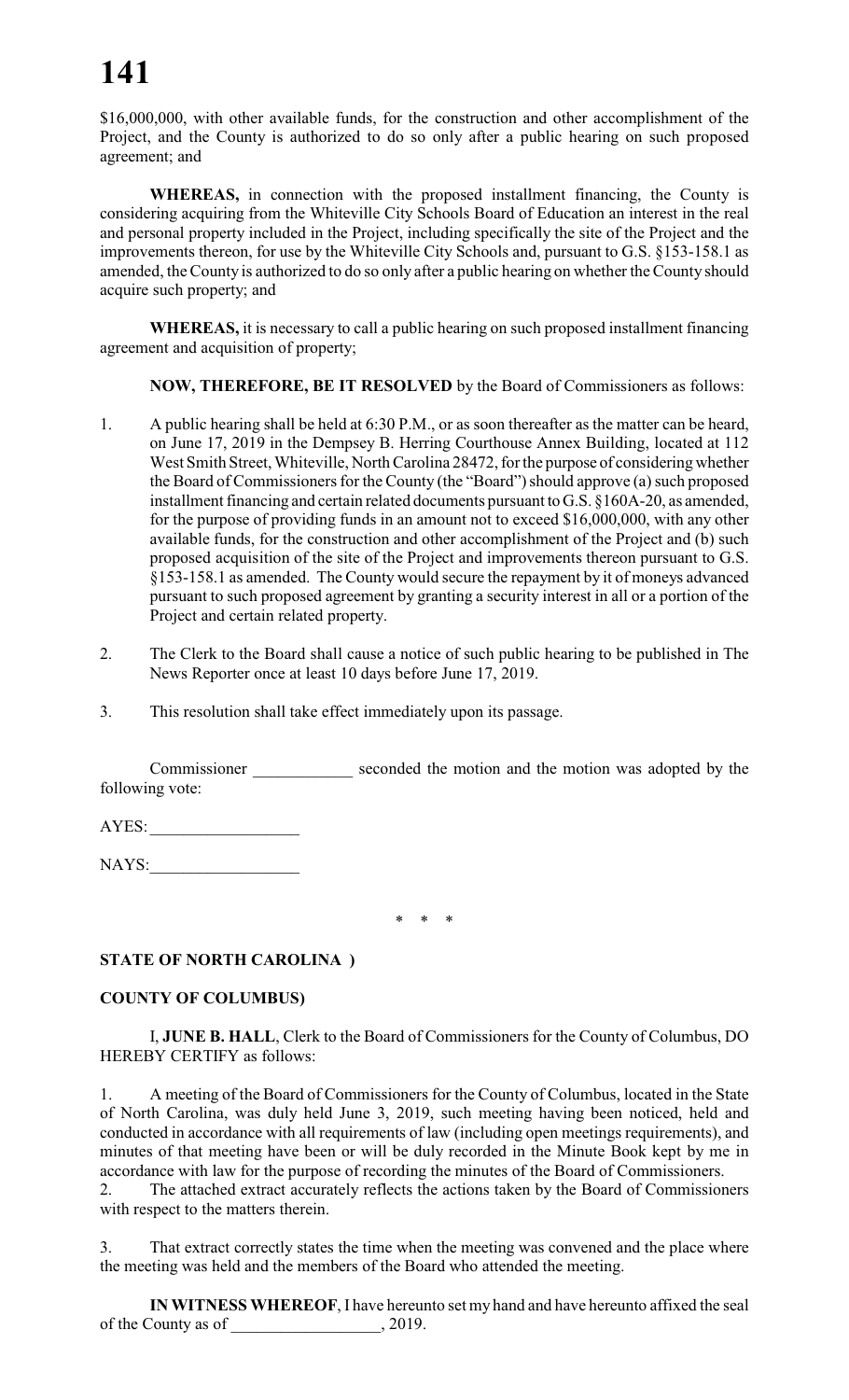$16,000,000, with other available funds, for the construction and other accomplishment of the Project, and the County is authorized to do so only after a public hearing on such proposed agreement; and

**WHEREAS,** in connection with the proposed installment financing, the County is considering acquiring from the Whiteville City Schools Board of Education an interest in the real and personal property included in the Project, including specifically the site of the Project and the improvements thereon, for use by the Whiteville City Schools and, pursuant to G.S. §153-158.1 as amended, the County is authorized to do so only after a public hearing on whether the County should acquire such property; and

**WHEREAS,** it is necessary to call a public hearing on such proposed installment financing agreement and acquisition of property;

**NOW, THEREFORE, BE IT RESOLVED** by the Board of Commissioners as follows:

1. A public hearing shall be held at 6:30 P.M., or as soon thereafter as the matter can be heard, on June 17, 2019 in the Dempsey B. Herring Courthouse Annex Building, located at 112 West Smith Street, Whiteville, North Carolina 28472, for the purpose of considering whether the Board of Commissioners for the County (the "Board") should approve (a) such proposed installment financing and certain related documents pursuant to G.S. §160A-20, as amended, for the purpose of providing funds in an amount not to exceed $16,000,000, with any other available funds, for the construction and other accomplishment of the Project and (b) such proposed acquisition of the site of the Project and improvements thereon pursuant to G.S. §153-158.1 as amended. The County would secure the repayment by it of moneys advanced pursuant to such proposed agreement by granting a security interest in all or a portion of the Project and certain related property.

2. The Clerk to the Board shall cause a notice of such public hearing to be published in The News Reporter once at least 10 days before June 17, 2019.

3. This resolution shall take effect immediately upon its passage.

Commissioner ____________ seconded the motion and the motion was adopted by the following vote:

AYES:__________________

NAYS:__________________

\* \* \*

**STATE OF NORTH CAROLINA )**

**COUNTY OF COLUMBUS)**

I, **JUNE B. HALL**, Clerk to the Board of Commissioners for the County of Columbus, DO HEREBY CERTIFY as follows:

1. A meeting of the Board of Commissioners for the County of Columbus, located in the State of North Carolina, was duly held June 3, 2019, such meeting having been noticed, held and conducted in accordance with all requirements of law (including open meetings requirements), and minutes of that meeting have been or will be duly recorded in the Minute Book kept by me in accordance with law for the purpose of recording the minutes of the Board of Commissioners.

2. The attached extract accurately reflects the actions taken by the Board of Commissioners with respect to the matters therein.

3. That extract correctly states the time when the meeting was convened and the place where the meeting was held and the members of the Board who attended the meeting.

**IN WITNESS WHEREOF**, I have hereunto set my hand and have hereunto affixed the seal of the County as of __________________, 2019.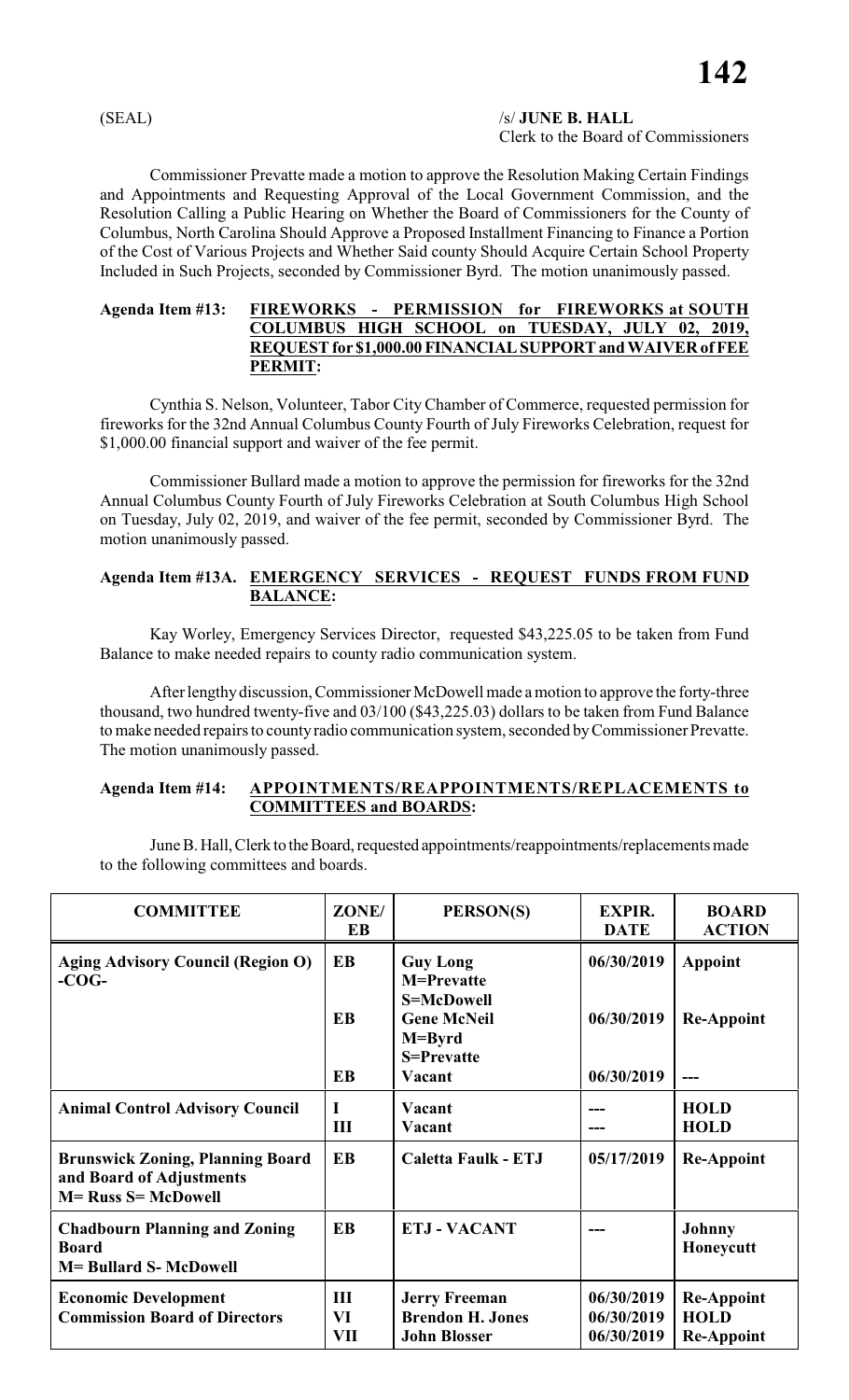(SEAL) /s/ **JUNE B. HALL**
Clerk to the Board of Commissioners

Commissioner Prevatte made a motion to approve the Resolution Making Certain Findings and Appointments and Requesting Approval of the Local Government Commission, and the Resolution Calling a Public Hearing on Whether the Board of Commissioners for the County of Columbus, North Carolina Should Approve a Proposed Installment Financing to Finance a Portion of the Cost of Various Projects and Whether Said county Should Acquire Certain School Property Included in Such Projects, seconded by Commissioner Byrd. The motion unanimously passed.

**Agenda Item #13: FIREWORKS - PERMISSION for FIREWORKS at SOUTH COLUMBUS HIGH SCHOOL on TUESDAY, JULY 02, 2019, REQUEST for $1,000.00 FINANCIAL SUPPORT and WAIVER of FEE PERMIT:**

Cynthia S. Nelson, Volunteer, Tabor City Chamber of Commerce, requested permission for fireworks for the 32nd Annual Columbus County Fourth of July Fireworks Celebration, request for $1,000.00 financial support and waiver of the fee permit.

Commissioner Bullard made a motion to approve the permission for fireworks for the 32nd Annual Columbus County Fourth of July Fireworks Celebration at South Columbus High School on Tuesday, July 02, 2019, and waiver of the fee permit, seconded by Commissioner Byrd. The motion unanimously passed.

**Agenda Item #13A. EMERGENCY SERVICES - REQUEST FUNDS FROM FUND BALANCE:**

Kay Worley, Emergency Services Director, requested $43,225.05 to be taken from Fund Balance to make needed repairs to county radio communication system.

After lengthy discussion, Commissioner McDowell made a motion to approve the forty-three thousand, two hundred twenty-five and 03/100 ($43,225.03) dollars to be taken from Fund Balance to make needed repairs to county radio communication system, seconded by Commissioner Prevatte. The motion unanimously passed.

**Agenda Item #14: APPOINTMENTS/REAPPOINTMENTS/REPLACEMENTS to COMMITTEES and BOARDS:**

June B. Hall, Clerk to the Board, requested appointments/reappointments/replacements made to the following committees and boards.

| COMMITTEE | ZONE/ EB | PERSON(S) | EXPIR. DATE | BOARD ACTION |
|---|---|---|---|---|
| **Aging Advisory Council (Region O) -COG-** | **EB** | **Guy Long M=Prevatte S=McDowell** | **06/30/2019** | **Appoint** |
| | **EB** | **Gene McNeil M=Byrd S=Prevatte** | **06/30/2019** | **Re-Appoint** |
| | **EB** | **Vacant** | **06/30/2019** | **---** |
| **Animal Control Advisory Council** | **I** | **Vacant** | **---** | **HOLD** |
| | **III** | **Vacant** | **---** | **HOLD** |
| **Brunswick Zoning, Planning Board and Board of Adjustments M= Russ S= McDowell** | **EB** | **Caletta Faulk - ETJ** | **05/17/2019** | **Re-Appoint** |
| **Chadbourn Planning and Zoning Board M= Bullard S- McDowell** | **EB** | **ETJ - VACANT** | **---** | **Johnny Honeycutt** |
| **Economic Development Commission Board of Directors** | **III** | **Jerry Freeman** | **06/30/2019** | **Re-Appoint** |
| | **VI** | **Brendon H. Jones** | **06/30/2019** | **HOLD** |
| | **VII** | **John Blosser** | **06/30/2019** | **Re-Appoint** |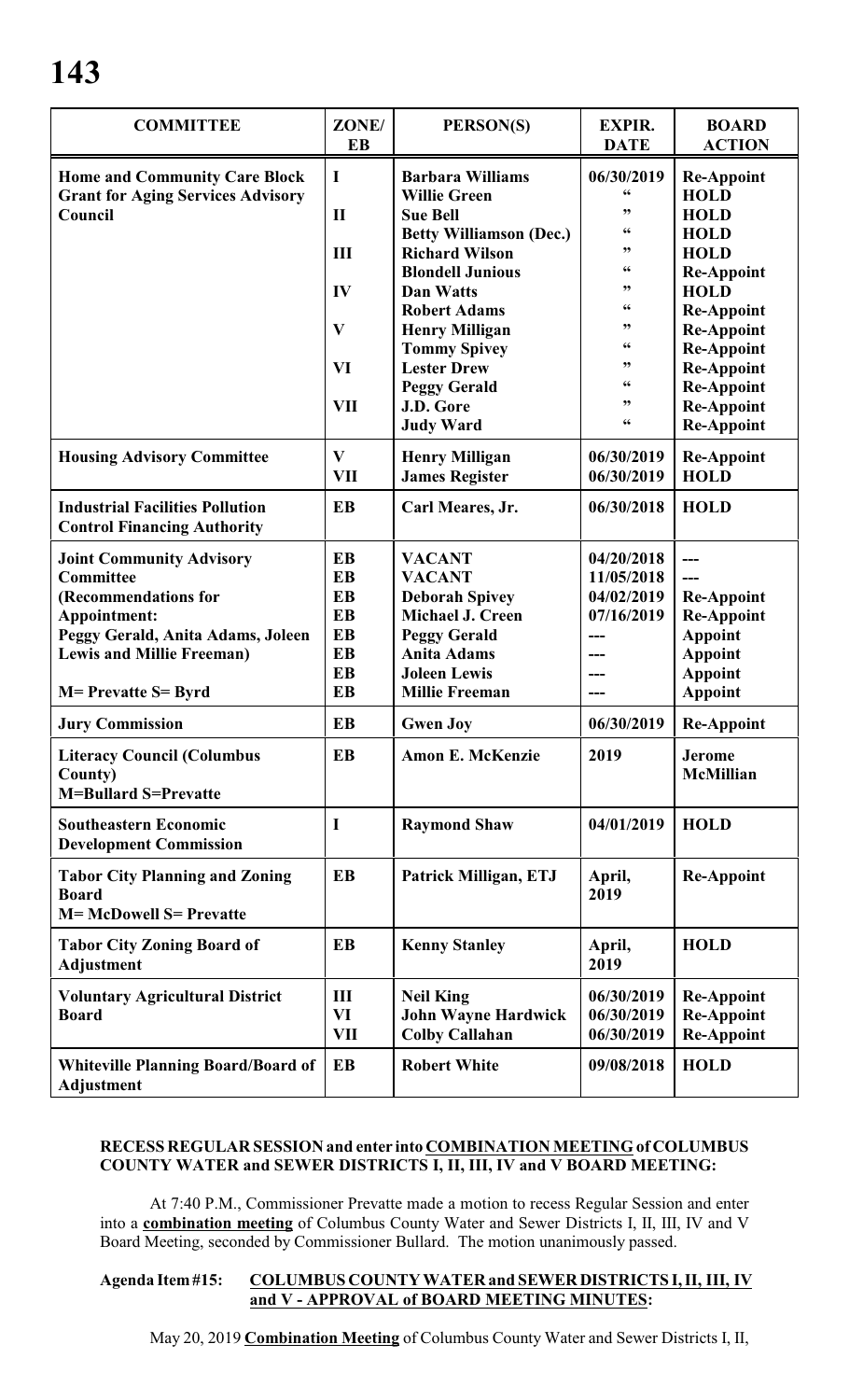| COMMITTEE | ZONE/ EB | PERSON(S) | EXPIR. DATE | BOARD ACTION |
|---|---|---|---|---|
| **Home and Community Care Block Grant for Aging Services Advisory Council** | I | Barbara Williams | 06/30/2019 | Re-Appoint |
| | | Willie Green | " | HOLD |
| | II | Sue Bell | " | HOLD |
| | | Betty Williamson (Dec.) | " | HOLD |
| | III | Richard Wilson | " | HOLD |
| | | Blondell Junious | " | Re-Appoint |
| | IV | Dan Watts | " | HOLD |
| | | Robert Adams | " | Re-Appoint |
| | V | Henry Milligan | " | Re-Appoint |
| | | Tommy Spivey | " | Re-Appoint |
| | VI | Lester Drew | " | Re-Appoint |
| | | Peggy Gerald | " | Re-Appoint |
| | VII | J.D. Gore | " | Re-Appoint |
| | | Judy Ward | " | Re-Appoint |
| **Housing Advisory Committee** | V | Henry Milligan | 06/30/2019 | Re-Appoint |
| | VII | James Register | 06/30/2019 | HOLD |
| **Industrial Facilities Pollution Control Financing Authority** | EB | Carl Meares, Jr. | 06/30/2018 | HOLD |
| **Joint Community Advisory Committee (Recommendations for Appointment: Peggy Gerald, Anita Adams, Joleen Lewis and Millie Freeman) M= Prevatte S= Byrd** | EB | VACANT | 04/20/2018 | --- |
| | EB | VACANT | 11/05/2018 | --- |
| | EB | Deborah Spivey | 04/02/2019 | Re-Appoint |
| | EB | Michael J. Creen | 07/16/2019 | Re-Appoint |
| | EB | Peggy Gerald | --- | Appoint |
| | EB | Anita Adams | --- | Appoint |
| | EB | Joleen Lewis | --- | Appoint |
| | EB | Millie Freeman | --- | Appoint |
| **Jury Commission** | EB | Gwen Joy | 06/30/2019 | Re-Appoint |
| **Literacy Council (Columbus County) M=Bullard S=Prevatte** | EB | Amon E. McKenzie | 2019 | Jerome McMillian |
| **Southeastern Economic Development Commission** | I | Raymond Shaw | 04/01/2019 | HOLD |
| **Tabor City Planning and Zoning Board M= McDowell S= Prevatte** | EB | Patrick Milligan, ETJ | April, 2019 | Re-Appoint |
| **Tabor City Zoning Board of Adjustment** | EB | Kenny Stanley | April, 2019 | HOLD |
| **Voluntary Agricultural District Board** | III | Neil King | 06/30/2019 | Re-Appoint |
| | VI | John Wayne Hardwick | 06/30/2019 | Re-Appoint |
| | VII | Colby Callahan | 06/30/2019 | Re-Appoint |
| **Whiteville Planning Board/Board of Adjustment** | EB | Robert White | 09/08/2018 | HOLD |

**RECESS REGULAR SESSION and enter into COMBINATION MEETING of COLUMBUS COUNTY WATER and SEWER DISTRICTS I, II, III, IV and V BOARD MEETING:**

At 7:40 P.M., Commissioner Prevatte made a motion to recess Regular Session and enter into a **combination meeting** of Columbus County Water and Sewer Districts I, II, III, IV and V Board Meeting, seconded by Commissioner Bullard. The motion unanimously passed.

**Agenda Item #15: COLUMBUS COUNTY WATER and SEWER DISTRICTS I, II, III, IV and V - APPROVAL of BOARD MEETING MINUTES:**

May 20, 2019 **Combination Meeting** of Columbus County Water and Sewer Districts I, II,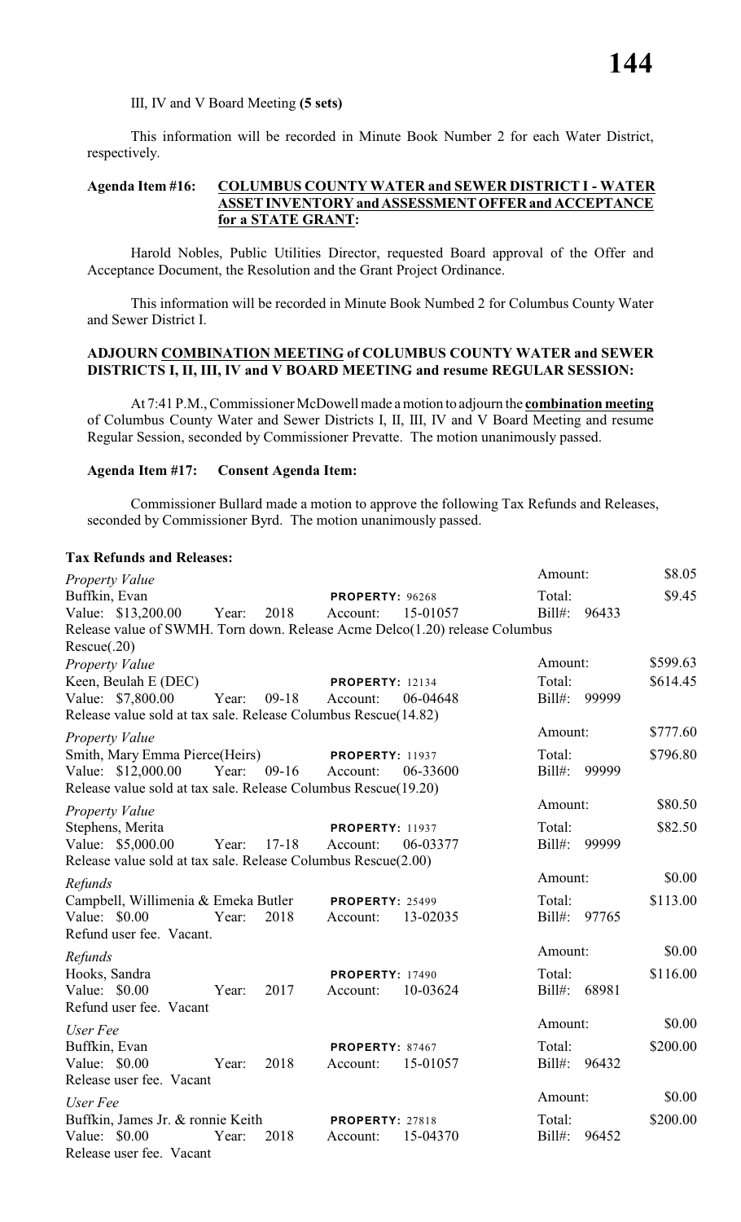III, IV and V Board Meeting **(5 sets)**

This information will be recorded in Minute Book Number 2 for each Water District, respectively.

**Agenda Item #16: COLUMBUS COUNTY WATER and SEWER DISTRICT I - WATER ASSET INVENTORY and ASSESSMENT OFFER and ACCEPTANCE for a STATE GRANT:**

Harold Nobles, Public Utilities Director, requested Board approval of the Offer and Acceptance Document, the Resolution and the Grant Project Ordinance.

This information will be recorded in Minute Book Numbed 2 for Columbus County Water and Sewer District I.

**ADJOURN COMBINATION MEETING of COLUMBUS COUNTY WATER and SEWER DISTRICTS I, II, III, IV and V BOARD MEETING and resume REGULAR SESSION:**

At 7:41 P.M., Commissioner McDowell made a motion to adjourn the **combination meeting** of Columbus County Water and Sewer Districts I, II, III, IV and V Board Meeting and resume Regular Session, seconded by Commissioner Prevatte. The motion unanimously passed.

**Agenda Item #17: Consent Agenda Item:**

Commissioner Bullard made a motion to approve the following Tax Refunds and Releases, seconded by Commissioner Byrd. The motion unanimously passed.

**Tax Refunds and Releases:**

*Property Value* — Amount: $8.05
Buffkin, Evan — PROPERTY: 96268 — Total: $9.45
Value: $13,200.00 Year: 2018 Account: 15-01057 Bill#: 96433
Release value of SWMH. Torn down. Release Acme Delco(1.20) release Columbus Rescue(.20)

*Property Value* — Amount: $599.63
Keen, Beulah E (DEC) — PROPERTY: 12134 — Total: $614.45
Value: $7,800.00 Year: 09-18 Account: 06-04648 Bill#: 99999
Release value sold at tax sale. Release Columbus Rescue(14.82)

*Property Value* — Amount: $777.60
Smith, Mary Emma Pierce(Heirs) — PROPERTY: 11937 — Total: $796.80
Value: $12,000.00 Year: 09-16 Account: 06-33600 Bill#: 99999
Release value sold at tax sale. Release Columbus Rescue(19.20)

*Property Value* — Amount: $80.50
Stephens, Merita — PROPERTY: 11937 — Total: $82.50
Value: $5,000.00 Year: 17-18 Account: 06-03377 Bill#: 99999
Release value sold at tax sale. Release Columbus Rescue(2.00)

*Refunds* — Amount: $0.00
Campbell, Willimenia & Emeka Butler — PROPERTY: 25499 — Total: $113.00
Value: $0.00 Year: 2018 Account: 13-02035 Bill#: 97765
Refund user fee. Vacant.

*Refunds* — Amount: $0.00
Hooks, Sandra — PROPERTY: 17490 — Total: $116.00
Value: $0.00 Year: 2017 Account: 10-03624 Bill#: 68981
Refund user fee. Vacant

*User Fee* — Amount: $0.00
Buffkin, Evan — PROPERTY: 87467 — Total: $200.00
Value: $0.00 Year: 2018 Account: 15-01057 Bill#: 96432
Release user fee. Vacant

*User Fee* — Amount: $0.00
Buffkin, James Jr. & ronnie Keith — PROPERTY: 27818 — Total: $200.00
Value: $0.00 Year: 2018 Account: 15-04370 Bill#: 96452
Release user fee. Vacant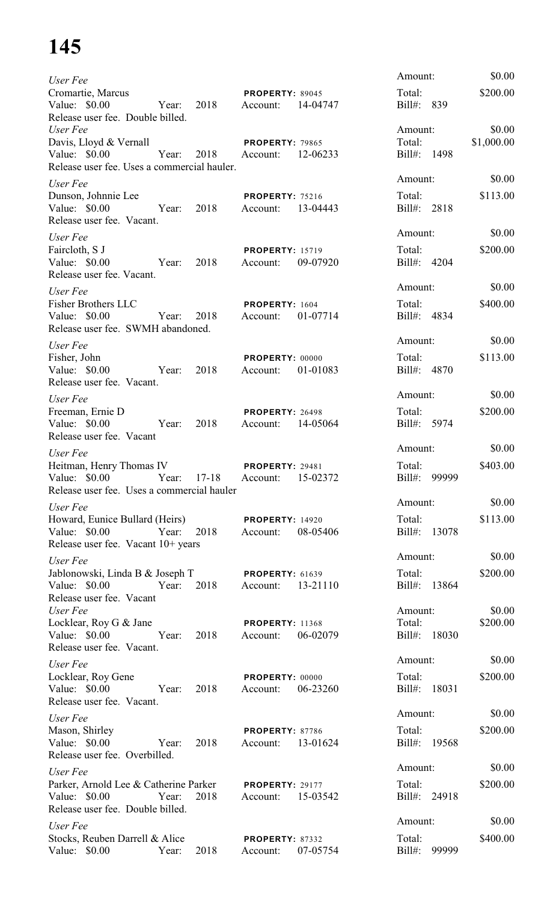# 145

*User Fee*
Cromartie, Marcus — **PROPERTY:** 89045
Value: $0.00 Year: 2018 Account: 14-04747
Release user fee. Double billed.
Amount: $0.00 Total: $200.00 Bill#: 839

*User Fee*
Davis, Lloyd & Vernall — **PROPERTY:** 79865
Value: $0.00 Year: 2018 Account: 12-06233
Release user fee. Uses a commercial hauler.
Amount: $0.00 Total: $1,000.00 Bill#: 1498

*User Fee*
Dunson, Johnnie Lee — **PROPERTY:** 75216
Value: $0.00 Year: 2018 Account: 13-04443
Release user fee. Vacant.
Amount: $0.00 Total: $113.00 Bill#: 2818

*User Fee*
Faircloth, S J — **PROPERTY:** 15719
Value: $0.00 Year: 2018 Account: 09-07920
Release user fee. Vacant.
Amount: $0.00 Total: $200.00 Bill#: 4204

*User Fee*
Fisher Brothers LLC — **PROPERTY:** 1604
Value: $0.00 Year: 2018 Account: 01-07714
Release user fee. SWMH abandoned.
Amount: $0.00 Total: $400.00 Bill#: 4834

*User Fee*
Fisher, John — **PROPERTY:** 00000
Value: $0.00 Year: 2018 Account: 01-01083
Release user fee. Vacant.
Amount: $0.00 Total: $113.00 Bill#: 4870

*User Fee*
Freeman, Ernie D — **PROPERTY:** 26498
Value: $0.00 Year: 2018 Account: 14-05064
Release user fee. Vacant
Amount: $0.00 Total: $200.00 Bill#: 5974

*User Fee*
Heitman, Henry Thomas IV — **PROPERTY:** 29481
Value: $0.00 Year: 17-18 Account: 15-02372
Release user fee. Uses a commercial hauler
Amount: $0.00 Total: $403.00 Bill#: 99999

*User Fee*
Howard, Eunice Bullard (Heirs) — **PROPERTY:** 14920
Value: $0.00 Year: 2018 Account: 08-05406
Release user fee. Vacant 10+ years
Amount: $0.00 Total: $113.00 Bill#: 13078

*User Fee*
Jablonowski, Linda B & Joseph T — **PROPERTY:** 61639
Value: $0.00 Year: 2018 Account: 13-21110
Release user fee. Vacant
Amount: $0.00 Total: $200.00 Bill#: 13864

*User Fee*
Locklear, Roy G & Jane — **PROPERTY:** 11368
Value: $0.00 Year: 2018 Account: 06-02079
Release user fee. Vacant.
Amount: $0.00 Total: $200.00 Bill#: 18030

*User Fee*
Locklear, Roy Gene — **PROPERTY:** 00000
Value: $0.00 Year: 2018 Account: 06-23260
Release user fee. Vacant.
Amount: $0.00 Total: $200.00 Bill#: 18031

*User Fee*
Mason, Shirley — **PROPERTY:** 87786
Value: $0.00 Year: 2018 Account: 13-01624
Release user fee. Overbilled.
Amount: $0.00 Total: $200.00 Bill#: 19568

*User Fee*
Parker, Arnold Lee & Catherine Parker — **PROPERTY:** 29177
Value: $0.00 Year: 2018 Account: 15-03542
Release user fee. Double billed.
Amount: $0.00 Total: $200.00 Bill#: 24918

*User Fee*
Stocks, Reuben Darrell & Alice — **PROPERTY:** 87332
Value: $0.00 Year: 2018 Account: 07-05754
Amount: $0.00 Total: $400.00 Bill#: 99999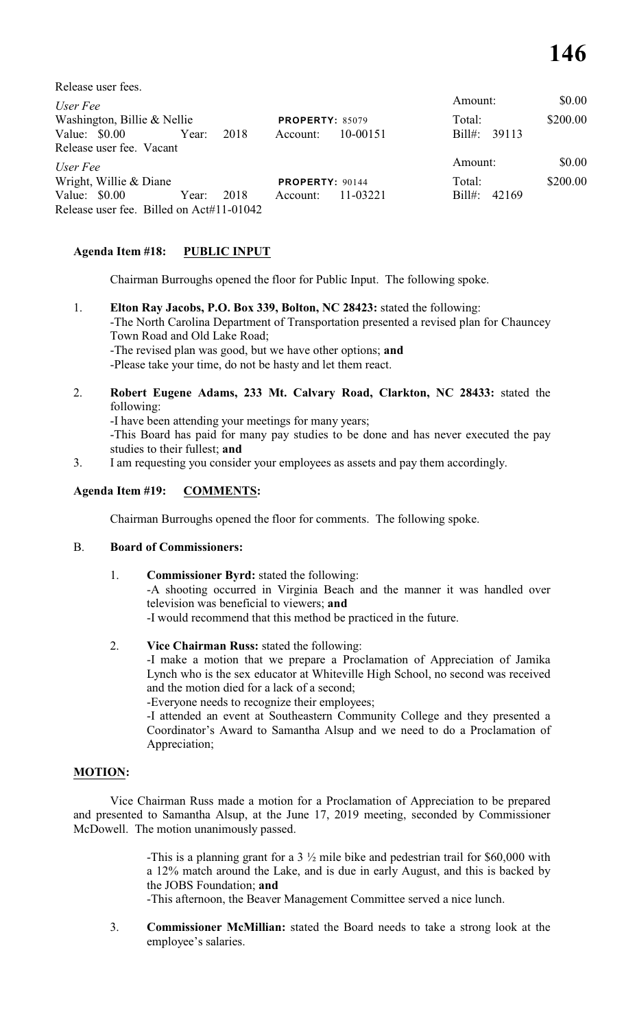Release user fees.

| | | | | |
|---|---|---|---|---|
| *User Fee* | | | Amount: | $0.00 |
| Washington, Billie & Nellie | | **PROPERTY:** 85079 | Total: | $200.00 |
| Value: $0.00 | Year: 2018 | Account: 10-00151 | Bill#: 39113 | |
| Release user fee. Vacant | | | | |
| *User Fee* | | | Amount: | $0.00 |
| Wright, Willie & Diane | | **PROPERTY:** 90144 | Total: | $200.00 |
| Value: $0.00 | Year: 2018 | Account: 11-03221 | Bill#: 42169 | |
| Release user fee. Billed on Act#11-01042 | | | | |

**Agenda Item #18: PUBLIC INPUT**

Chairman Burroughs opened the floor for Public Input. The following spoke.

1. **Elton Ray Jacobs, P.O. Box 339, Bolton, NC 28423:** stated the following:
   -The North Carolina Department of Transportation presented a revised plan for Chauncey Town Road and Old Lake Road;
   -The revised plan was good, but we have other options; **and**
   -Please take your time, do not be hasty and let them react.

2. **Robert Eugene Adams, 233 Mt. Calvary Road, Clarkton, NC 28433:** stated the following:
   -I have been attending your meetings for many years;
   -This Board has paid for many pay studies to be done and has never executed the pay studies to their fullest; **and**

3. I am requesting you consider your employees as assets and pay them accordingly.

**Agenda Item #19: COMMENTS:**

Chairman Burroughs opened the floor for comments. The following spoke.

B. **Board of Commissioners:**

1. **Commissioner Byrd:** stated the following:
   -A shooting occurred in Virginia Beach and the manner it was handled over television was beneficial to viewers; **and**
   -I would recommend that this method be practiced in the future.

2. **Vice Chairman Russ:** stated the following:
   -I make a motion that we prepare a Proclamation of Appreciation of Jamika Lynch who is the sex educator at Whiteville High School, no second was received and the motion died for a lack of a second;
   -Everyone needs to recognize their employees;
   -I attended an event at Southeastern Community College and they presented a Coordinator's Award to Samantha Alsup and we need to do a Proclamation of Appreciation;

**MOTION:**

Vice Chairman Russ made a motion for a Proclamation of Appreciation to be prepared and presented to Samantha Alsup, at the June 17, 2019 meeting, seconded by Commissioner McDowell. The motion unanimously passed.

-This is a planning grant for a 3 ½ mile bike and pedestrian trail for $60,000 with a 12% match around the Lake, and is due in early August, and this is backed by the JOBS Foundation; **and**
-This afternoon, the Beaver Management Committee served a nice lunch.

3. **Commissioner McMillian:** stated the Board needs to take a strong look at the employee's salaries.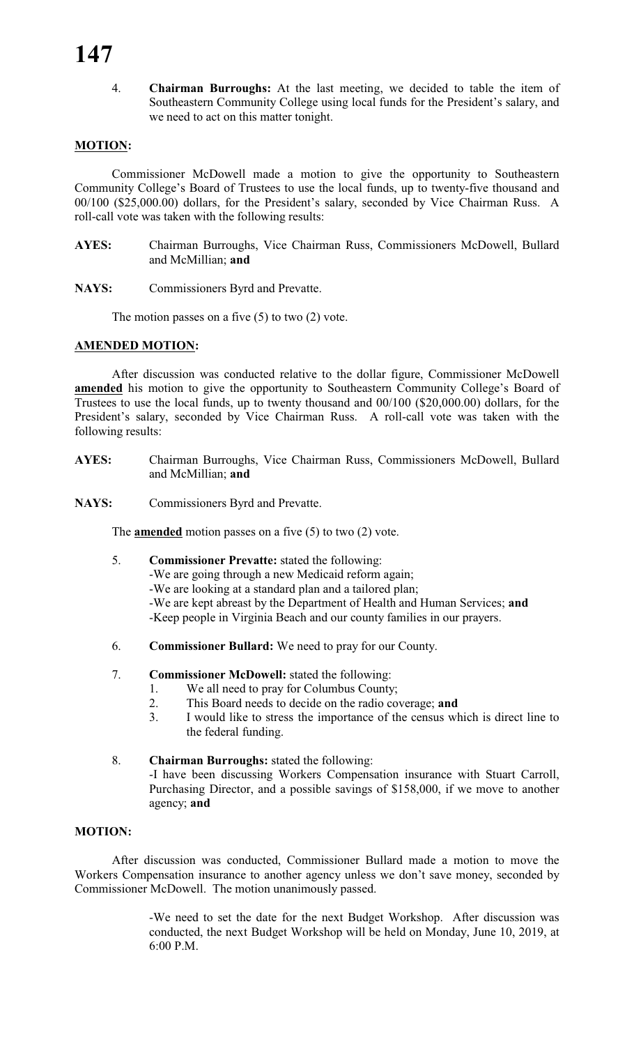4. **Chairman Burroughs:** At the last meeting, we decided to table the item of Southeastern Community College using local funds for the President's salary, and we need to act on this matter tonight.

**MOTION:**

Commissioner McDowell made a motion to give the opportunity to Southeastern Community College's Board of Trustees to use the local funds, up to twenty-five thousand and 00/100 ($25,000.00) dollars, for the President's salary, seconded by Vice Chairman Russ. A roll-call vote was taken with the following results:

**AYES:** Chairman Burroughs, Vice Chairman Russ, Commissioners McDowell, Bullard and McMillian; **and**

**NAYS:** Commissioners Byrd and Prevatte.

The motion passes on a five (5) to two (2) vote.

**AMENDED MOTION:**

After discussion was conducted relative to the dollar figure, Commissioner McDowell **amended** his motion to give the opportunity to Southeastern Community College's Board of Trustees to use the local funds, up to twenty thousand and 00/100 ($20,000.00) dollars, for the President's salary, seconded by Vice Chairman Russ. A roll-call vote was taken with the following results:

**AYES:** Chairman Burroughs, Vice Chairman Russ, Commissioners McDowell, Bullard and McMillian; **and**

**NAYS:** Commissioners Byrd and Prevatte.

The **amended** motion passes on a five (5) to two (2) vote.

5. **Commissioner Prevatte:** stated the following:
   -We are going through a new Medicaid reform again;
   -We are looking at a standard plan and a tailored plan;
   -We are kept abreast by the Department of Health and Human Services; **and**
   -Keep people in Virginia Beach and our county families in our prayers.

6. **Commissioner Bullard:** We need to pray for our County.

7. **Commissioner McDowell:** stated the following:
   1. We all need to pray for Columbus County;
   2. This Board needs to decide on the radio coverage; **and**
   3. I would like to stress the importance of the census which is direct line to the federal funding.

8. **Chairman Burroughs:** stated the following:
   -I have been discussing Workers Compensation insurance with Stuart Carroll, Purchasing Director, and a possible savings of $158,000, if we move to another agency; **and**

**MOTION:**

After discussion was conducted, Commissioner Bullard made a motion to move the Workers Compensation insurance to another agency unless we don't save money, seconded by Commissioner McDowell. The motion unanimously passed.

-We need to set the date for the next Budget Workshop. After discussion was conducted, the next Budget Workshop will be held on Monday, June 10, 2019, at 6:00 P.M.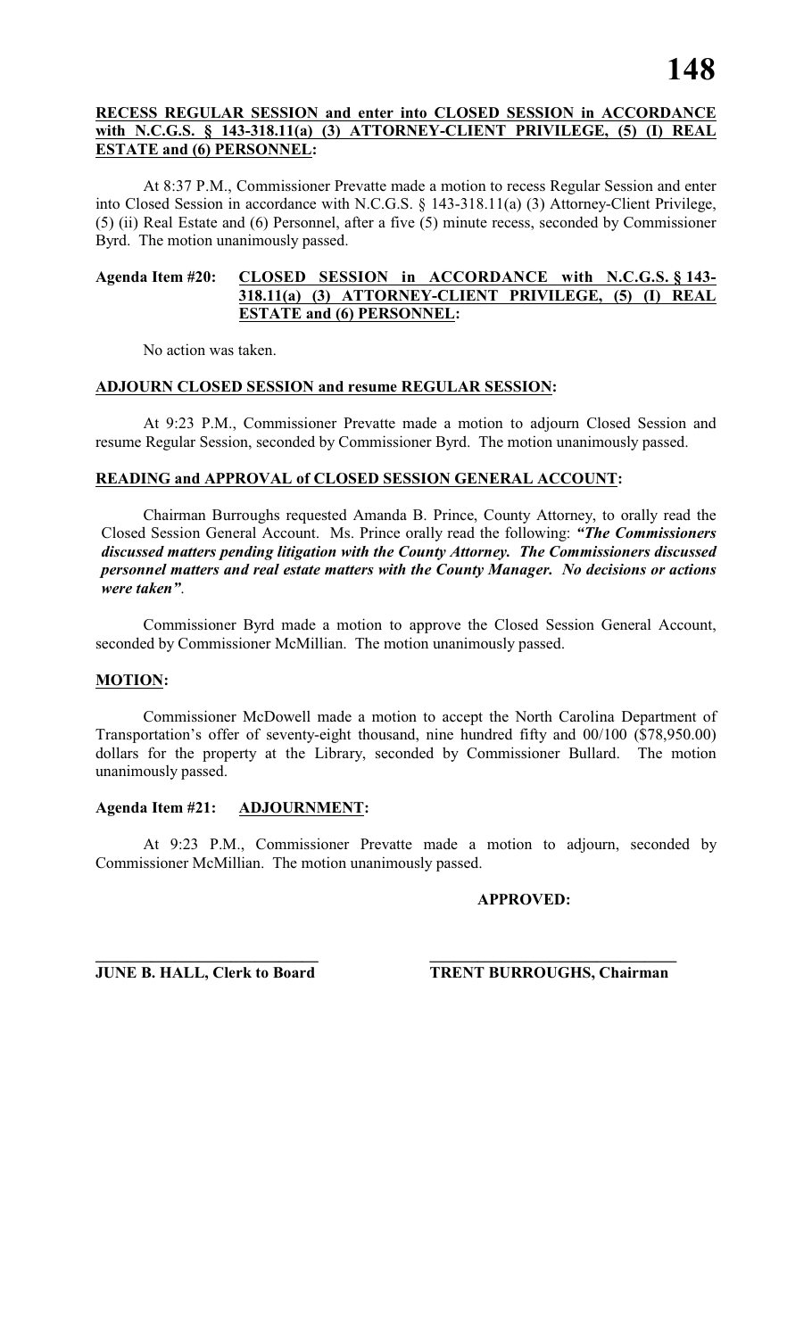**RECESS REGULAR SESSION and enter into CLOSED SESSION in ACCORDANCE with N.C.G.S. § 143-318.11(a) (3) ATTORNEY-CLIENT PRIVILEGE, (5) (I) REAL ESTATE and (6) PERSONNEL:**

At 8:37 P.M., Commissioner Prevatte made a motion to recess Regular Session and enter into Closed Session in accordance with N.C.G.S. § 143-318.11(a) (3) Attorney-Client Privilege, (5) (ii) Real Estate and (6) Personnel, after a five (5) minute recess, seconded by Commissioner Byrd. The motion unanimously passed.

**Agenda Item #20: CLOSED SESSION in ACCORDANCE with N.C.G.S. § 143-318.11(a) (3) ATTORNEY-CLIENT PRIVILEGE, (5) (I) REAL ESTATE and (6) PERSONNEL:**

No action was taken.

**ADJOURN CLOSED SESSION and resume REGULAR SESSION:**

At 9:23 P.M., Commissioner Prevatte made a motion to adjourn Closed Session and resume Regular Session, seconded by Commissioner Byrd. The motion unanimously passed.

**READING and APPROVAL of CLOSED SESSION GENERAL ACCOUNT:**

Chairman Burroughs requested Amanda B. Prince, County Attorney, to orally read the Closed Session General Account. Ms. Prince orally read the following: ***"The Commissioners discussed matters pending litigation with the County Attorney. The Commissioners discussed personnel matters and real estate matters with the County Manager. No decisions or actions were taken"***.

Commissioner Byrd made a motion to approve the Closed Session General Account, seconded by Commissioner McMillian. The motion unanimously passed.

**MOTION:**

Commissioner McDowell made a motion to accept the North Carolina Department of Transportation's offer of seventy-eight thousand, nine hundred fifty and 00/100 ($78,950.00) dollars for the property at the Library, seconded by Commissioner Bullard. The motion unanimously passed.

**Agenda Item #21: ADJOURNMENT:**

At 9:23 P.M., Commissioner Prevatte made a motion to adjourn, seconded by Commissioner McMillian. The motion unanimously passed.

**APPROVED:**

_____________________________ _____________________________

**JUNE B. HALL, Clerk to Board** **TRENT BURROUGHS, Chairman**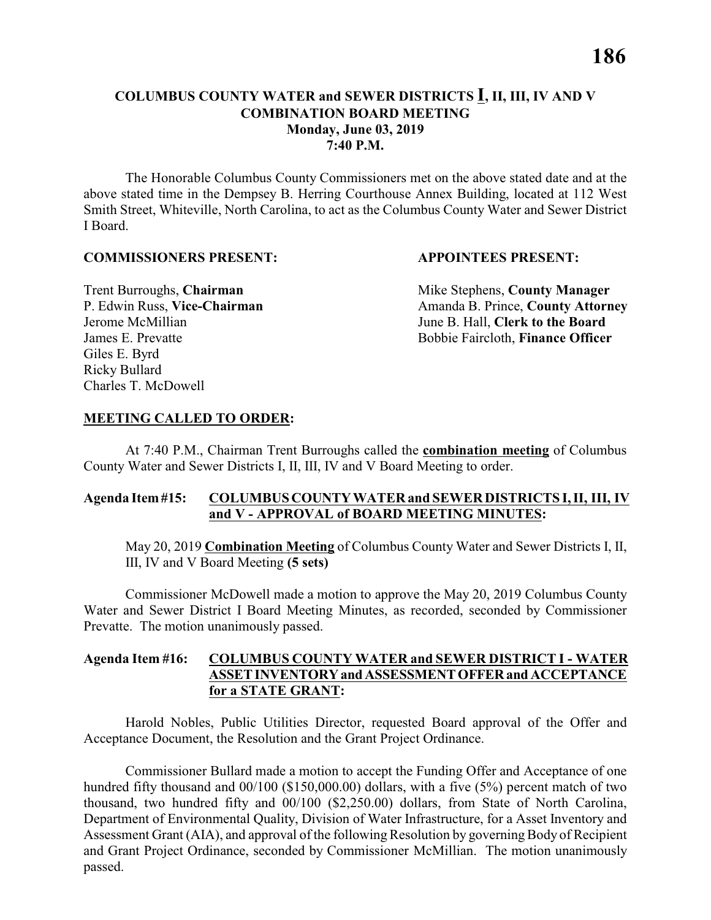# COLUMBUS COUNTY WATER and SEWER DISTRICTS I, II, III, IV AND V COMBINATION BOARD MEETING
## Monday, June 03, 2019
## 7:40 P.M.

The Honorable Columbus County Commissioners met on the above stated date and at the above stated time in the Dempsey B. Herring Courthouse Annex Building, located at 112 West Smith Street, Whiteville, North Carolina, to act as the Columbus County Water and Sewer District I Board.

**COMMISSIONERS PRESENT:**

Trent Burroughs, **Chairman**
P. Edwin Russ, **Vice-Chairman**
Jerome McMillian
James E. Prevatte
Giles E. Byrd
Ricky Bullard
Charles T. McDowell

**APPOINTEES PRESENT:**

Mike Stephens, **County Manager**
Amanda B. Prince, **County Attorney**
June B. Hall, **Clerk to the Board**
Bobbie Faircloth, **Finance Officer**

**MEETING CALLED TO ORDER:**

At 7:40 P.M., Chairman Trent Burroughs called the **combination meeting** of Columbus County Water and Sewer Districts I, II, III, IV and V Board Meeting to order.

**Agenda Item #15: COLUMBUS COUNTY WATER and SEWER DISTRICTS I, II, III, IV and V - APPROVAL of BOARD MEETING MINUTES:**

May 20, 2019 **Combination Meeting** of Columbus County Water and Sewer Districts I, II, III, IV and V Board Meeting **(5 sets)**

Commissioner McDowell made a motion to approve the May 20, 2019 Columbus County Water and Sewer District I Board Meeting Minutes, as recorded, seconded by Commissioner Prevatte. The motion unanimously passed.

**Agenda Item #16: COLUMBUS COUNTY WATER and SEWER DISTRICT I - WATER ASSET INVENTORY and ASSESSMENT OFFER and ACCEPTANCE for a STATE GRANT:**

Harold Nobles, Public Utilities Director, requested Board approval of the Offer and Acceptance Document, the Resolution and the Grant Project Ordinance.

Commissioner Bullard made a motion to accept the Funding Offer and Acceptance of one hundred fifty thousand and 00/100 ($150,000.00) dollars, with a five (5%) percent match of two thousand, two hundred fifty and 00/100 ($2,250.00) dollars, from State of North Carolina, Department of Environmental Quality, Division of Water Infrastructure, for a Asset Inventory and Assessment Grant (AIA), and approval of the following Resolution by governing Body of Recipient and Grant Project Ordinance, seconded by Commissioner McMillian. The motion unanimously passed.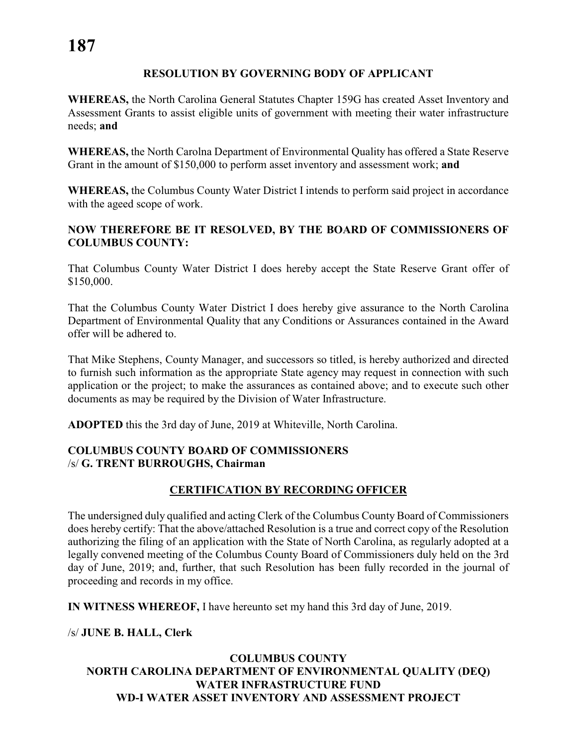## RESOLUTION BY GOVERNING BODY OF APPLICANT

**WHEREAS,** the North Carolina General Statutes Chapter 159G has created Asset Inventory and Assessment Grants to assist eligible units of government with meeting their water infrastructure needs; **and**

**WHEREAS,** the North Carolna Department of Environmental Quality has offered a State Reserve Grant in the amount of $150,000 to perform asset inventory and assessment work; **and**

**WHEREAS,** the Columbus County Water District I intends to perform said project in accordance with the ageed scope of work.

**NOW THEREFORE BE IT RESOLVED, BY THE BOARD OF COMMISSIONERS OF COLUMBUS COUNTY:**

That Columbus County Water District I does hereby accept the State Reserve Grant offer of $150,000.

That the Columbus County Water District I does hereby give assurance to the North Carolina Department of Environmental Quality that any Conditions or Assurances contained in the Award offer will be adhered to.

That Mike Stephens, County Manager, and successors so titled, is hereby authorized and directed to furnish such information as the appropriate State agency may request in connection with such application or the project; to make the assurances as contained above; and to execute such other documents as may be required by the Division of Water Infrastructure.

**ADOPTED** this the 3rd day of June, 2019 at Whiteville, North Carolina.

**COLUMBUS COUNTY BOARD OF COMMISSIONERS**
/s/ **G. TRENT BURROUGHS, Chairman**

## CERTIFICATION BY RECORDING OFFICER

The undersigned duly qualified and acting Clerk of the Columbus County Board of Commissioners does hereby certify: That the above/attached Resolution is a true and correct copy of the Resolution authorizing the filing of an application with the State of North Carolina, as regularly adopted at a legally convened meeting of the Columbus County Board of Commissioners duly held on the 3rd day of June, 2019; and, further, that such Resolution has been fully recorded in the journal of proceeding and records in my office.

**IN WITNESS WHEREOF,** I have hereunto set my hand this 3rd day of June, 2019.

/s/ **JUNE B. HALL, Clerk**

## COLUMBUS COUNTY
## NORTH CAROLINA DEPARTMENT OF ENVIRONMENTAL QUALITY (DEQ)
## WATER INFRASTRUCTURE FUND
## WD-I WATER ASSET INVENTORY AND ASSESSMENT PROJECT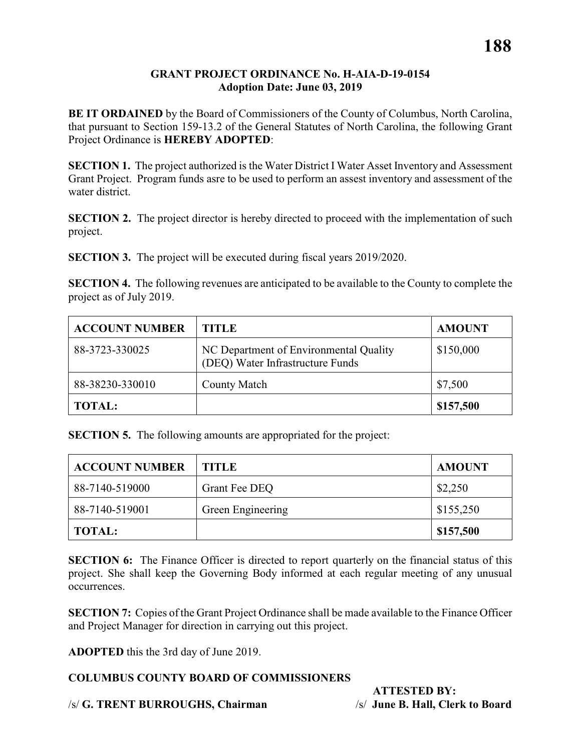## GRANT PROJECT ORDINANCE No. H-AIA-D-19-0154
**Adoption Date: June 03, 2019**

**BE IT ORDAINED** by the Board of Commissioners of the County of Columbus, North Carolina, that pursuant to Section 159-13.2 of the General Statutes of North Carolina, the following Grant Project Ordinance is **HEREBY ADOPTED**:

**SECTION 1.** The project authorized is the Water District I Water Asset Inventory and Assessment Grant Project. Program funds asre to be used to perform an assest inventory and assessment of the water district.

**SECTION 2.** The project director is hereby directed to proceed with the implementation of such project.

**SECTION 3.** The project will be executed during fiscal years 2019/2020.

**SECTION 4.** The following revenues are anticipated to be available to the County to complete the project as of July 2019.

| ACCOUNT NUMBER | TITLE | AMOUNT |
|---|---|---|
| 88-3723-330025 | NC Department of Environmental Quality (DEQ) Water Infrastructure Funds | $150,000 |
| 88-38230-330010 | County Match | $7,500 |
| **TOTAL:** | | **$157,500** |

**SECTION 5.** The following amounts are appropriated for the project:

| ACCOUNT NUMBER | TITLE | AMOUNT |
|---|---|---|
| 88-7140-519000 | Grant Fee DEQ | $2,250 |
| 88-7140-519001 | Green Engineering | $155,250 |
| **TOTAL:** | | **$157,500** |

**SECTION 6:** The Finance Officer is directed to report quarterly on the financial status of this project. She shall keep the Governing Body informed at each regular meeting of any unusual occurrences.

**SECTION 7:** Copies of the Grant Project Ordinance shall be made available to the Finance Officer and Project Manager for direction in carrying out this project.

**ADOPTED** this the 3rd day of June 2019.

**COLUMBUS COUNTY BOARD OF COMMISSIONERS**

**ATTESTED BY:**

/s/ **G. TRENT BURROUGHS, Chairman**

/s/ **June B. Hall, Clerk to Board**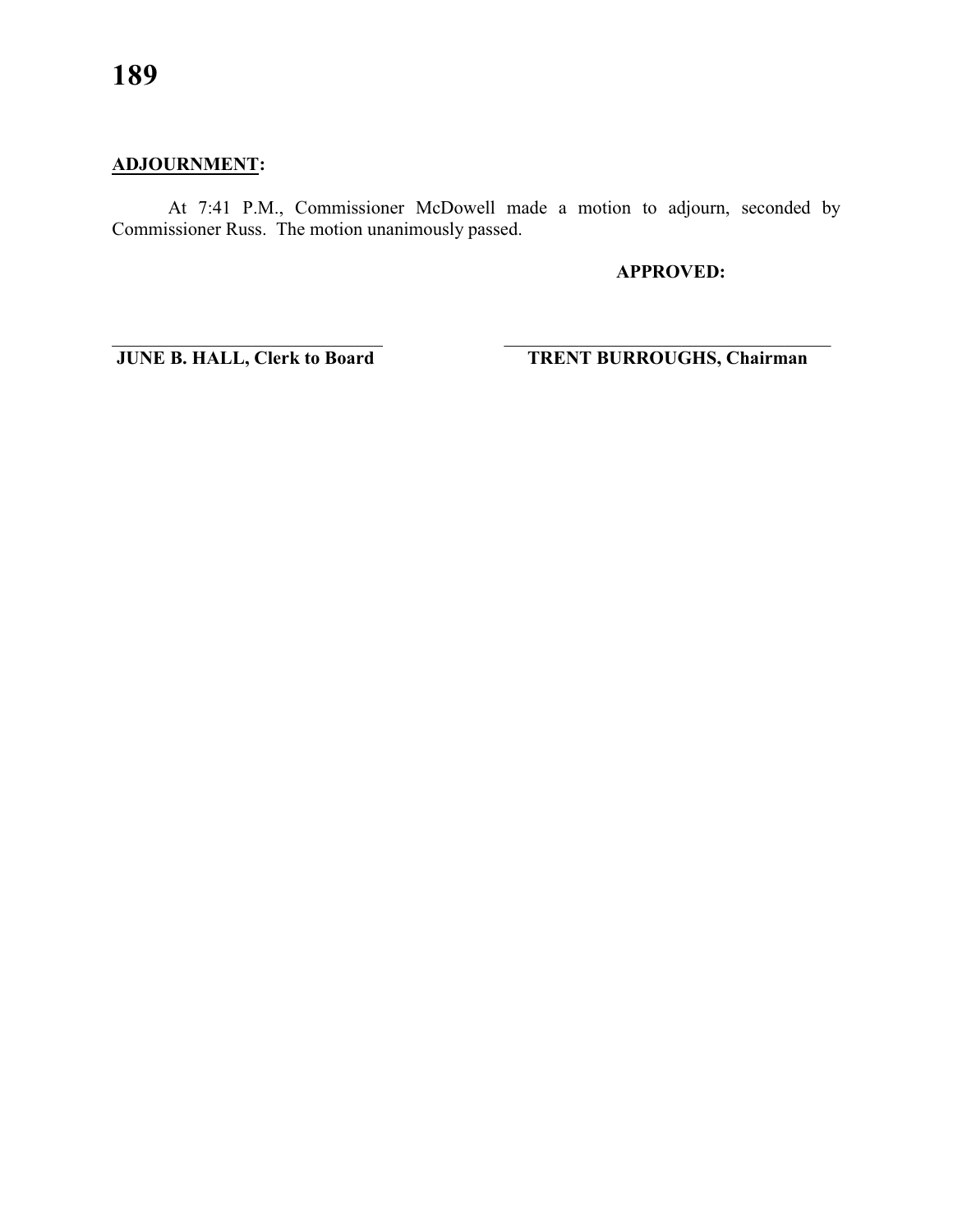**ADJOURNMENT:**

At 7:41 P.M., Commissioner McDowell made a motion to adjourn, seconded by Commissioner Russ. The motion unanimously passed.

**APPROVED:**

| | |
|---|---|
| ______________________________ | ______________________________ |
| **JUNE B. HALL, Clerk to Board** | **TRENT BURROUGHS, Chairman** |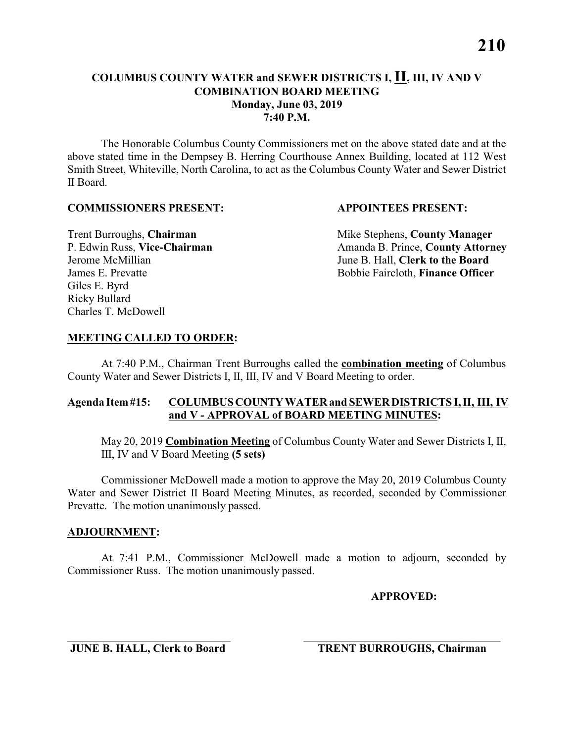# COLUMBUS COUNTY WATER and SEWER DISTRICTS I, II, III, IV AND V
## COMBINATION BOARD MEETING
### Monday, June 03, 2019
### 7:40 P.M.

The Honorable Columbus County Commissioners met on the above stated date and at the above stated time in the Dempsey B. Herring Courthouse Annex Building, located at 112 West Smith Street, Whiteville, North Carolina, to act as the Columbus County Water and Sewer District II Board.

**COMMISSIONERS PRESENT:**

Trent Burroughs, **Chairman**
P. Edwin Russ, **Vice-Chairman**
Jerome McMillian
James E. Prevatte
Giles E. Byrd
Ricky Bullard
Charles T. McDowell

**APPOINTEES PRESENT:**

Mike Stephens, **County Manager**
Amanda B. Prince, **County Attorney**
June B. Hall, **Clerk to the Board**
Bobbie Faircloth, **Finance Officer**

**MEETING CALLED TO ORDER:**

At 7:40 P.M., Chairman Trent Burroughs called the **combination meeting** of Columbus County Water and Sewer Districts I, II, III, IV and V Board Meeting to order.

**Agenda Item #15: COLUMBUS COUNTY WATER and SEWER DISTRICTS I, II, III, IV and V - APPROVAL of BOARD MEETING MINUTES:**

May 20, 2019 **Combination Meeting** of Columbus County Water and Sewer Districts I, II, III, IV and V Board Meeting **(5 sets)**

Commissioner McDowell made a motion to approve the May 20, 2019 Columbus County Water and Sewer District II Board Meeting Minutes, as recorded, seconded by Commissioner Prevatte. The motion unanimously passed.

**ADJOURNMENT:**

At 7:41 P.M., Commissioner McDowell made a motion to adjourn, seconded by Commissioner Russ. The motion unanimously passed.

**APPROVED:**

\_\_\_\_\_\_\_\_\_\_\_\_\_\_\_\_\_\_\_\_\_\_\_\_\_\_\_\_\_\_
**JUNE B. HALL, Clerk to Board**

\_\_\_\_\_\_\_\_\_\_\_\_\_\_\_\_\_\_\_\_\_\_\_\_\_\_\_\_\_\_
**TRENT BURROUGHS, Chairman**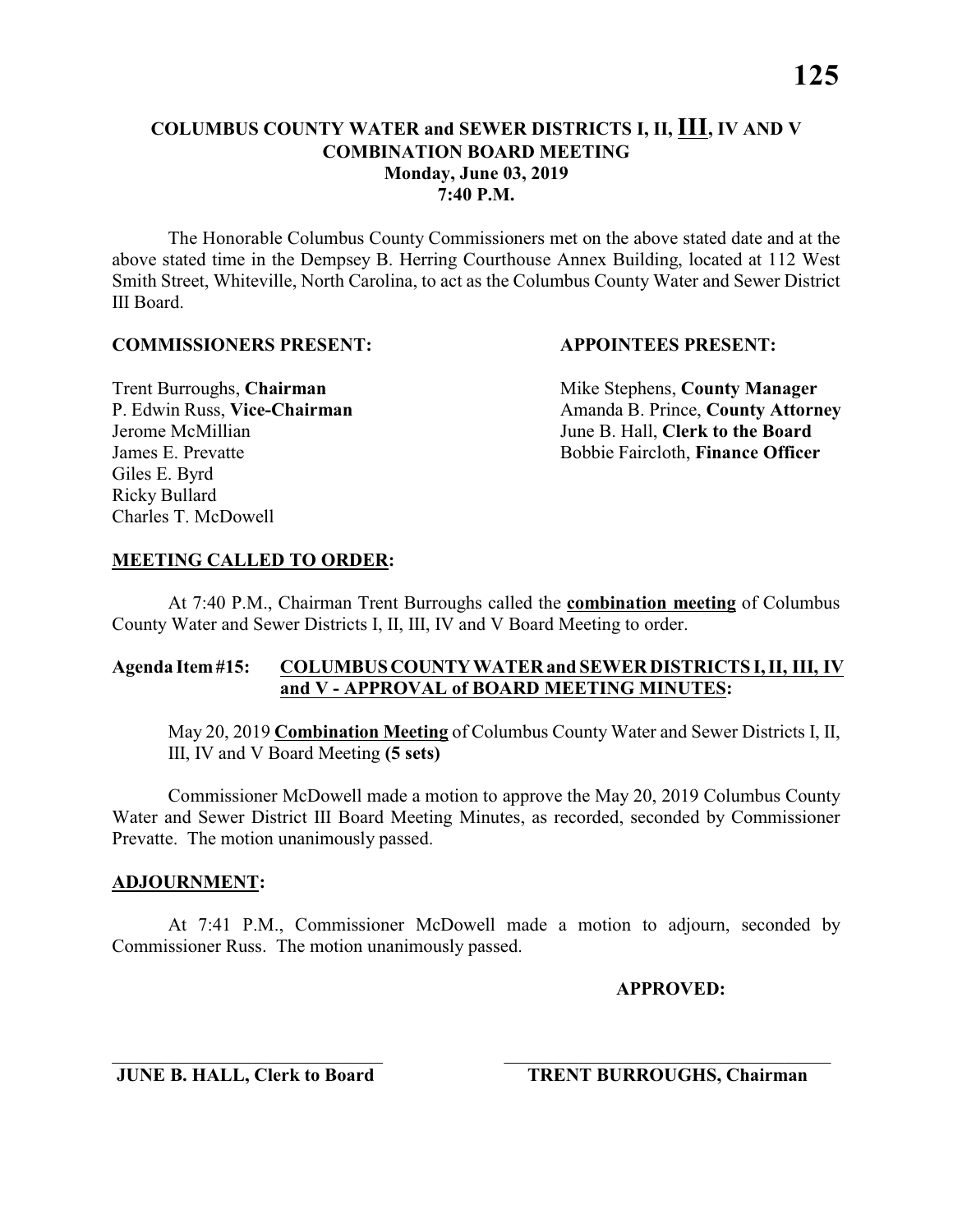# COLUMBUS COUNTY WATER and SEWER DISTRICTS I, II, III, IV AND V COMBINATION BOARD MEETING
**Monday, June 03, 2019**
**7:40 P.M.**

The Honorable Columbus County Commissioners met on the above stated date and at the above stated time in the Dempsey B. Herring Courthouse Annex Building, located at 112 West Smith Street, Whiteville, North Carolina, to act as the Columbus County Water and Sewer District III Board.

**COMMISSIONERS PRESENT:**

Trent Burroughs, **Chairman**
P. Edwin Russ, **Vice-Chairman**
Jerome McMillian
James E. Prevatte
Giles E. Byrd
Ricky Bullard
Charles T. McDowell

**APPOINTEES PRESENT:**

Mike Stephens, **County Manager**
Amanda B. Prince, **County Attorney**
June B. Hall, **Clerk to the Board**
Bobbie Faircloth, **Finance Officer**

**MEETING CALLED TO ORDER:**

At 7:40 P.M., Chairman Trent Burroughs called the **combination meeting** of Columbus County Water and Sewer Districts I, II, III, IV and V Board Meeting to order.

**Agenda Item #15: COLUMBUS COUNTY WATER and SEWER DISTRICTS I, II, III, IV and V - APPROVAL of BOARD MEETING MINUTES:**

May 20, 2019 **Combination Meeting** of Columbus County Water and Sewer Districts I, II, III, IV and V Board Meeting **(5 sets)**

Commissioner McDowell made a motion to approve the May 20, 2019 Columbus County Water and Sewer District III Board Meeting Minutes, as recorded, seconded by Commissioner Prevatte. The motion unanimously passed.

**ADJOURNMENT:**

At 7:41 P.M., Commissioner McDowell made a motion to adjourn, seconded by Commissioner Russ. The motion unanimously passed.

**APPROVED:**

\_\_\_\_\_\_\_\_\_\_\_\_\_\_\_\_\_\_\_\_\_\_\_\_\_\_\_\_\_\_
**JUNE B. HALL, Clerk to Board**

\_\_\_\_\_\_\_\_\_\_\_\_\_\_\_\_\_\_\_\_\_\_\_\_\_\_\_\_\_\_
**TRENT BURROUGHS, Chairman**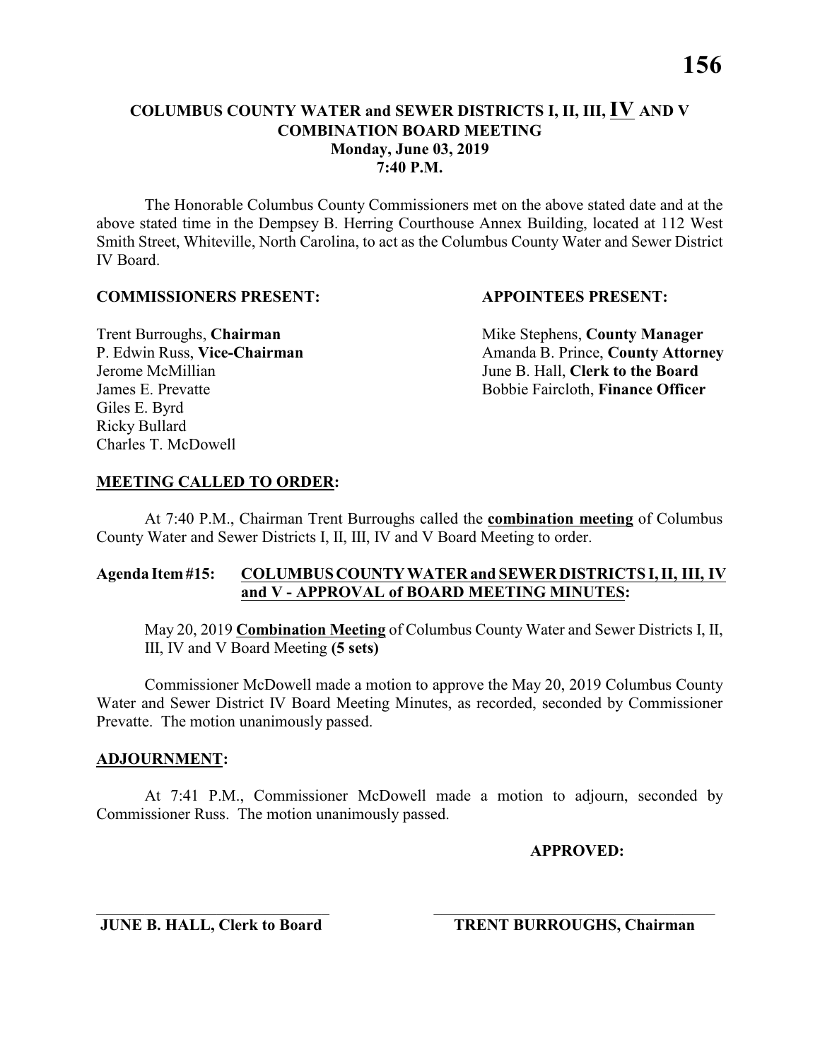# COLUMBUS COUNTY WATER and SEWER DISTRICTS I, II, III, IV AND V COMBINATION BOARD MEETING
## Monday, June 03, 2019
## 7:40 P.M.

The Honorable Columbus County Commissioners met on the above stated date and at the above stated time in the Dempsey B. Herring Courthouse Annex Building, located at 112 West Smith Street, Whiteville, North Carolina, to act as the Columbus County Water and Sewer District IV Board.

**COMMISSIONERS PRESENT:**

Trent Burroughs, **Chairman**
P. Edwin Russ, **Vice-Chairman**
Jerome McMillian
James E. Prevatte
Giles E. Byrd
Ricky Bullard
Charles T. McDowell

**APPOINTEES PRESENT:**

Mike Stephens, **County Manager**
Amanda B. Prince, **County Attorney**
June B. Hall, **Clerk to the Board**
Bobbie Faircloth, **Finance Officer**

**MEETING CALLED TO ORDER:**

At 7:40 P.M., Chairman Trent Burroughs called the **combination meeting** of Columbus County Water and Sewer Districts I, II, III, IV and V Board Meeting to order.

**Agenda Item #15: COLUMBUS COUNTY WATER and SEWER DISTRICTS I, II, III, IV and V - APPROVAL of BOARD MEETING MINUTES:**

May 20, 2019 **Combination Meeting** of Columbus County Water and Sewer Districts I, II, III, IV and V Board Meeting **(5 sets)**

Commissioner McDowell made a motion to approve the May 20, 2019 Columbus County Water and Sewer District IV Board Meeting Minutes, as recorded, seconded by Commissioner Prevatte. The motion unanimously passed.

**ADJOURNMENT:**

At 7:41 P.M., Commissioner McDowell made a motion to adjourn, seconded by Commissioner Russ. The motion unanimously passed.

**APPROVED:**

\_\_\_\_\_\_\_\_\_\_\_\_\_\_\_\_\_\_\_\_\_\_\_\_\_\_\_\_\_\_
**JUNE B. HALL, Clerk to Board**

\_\_\_\_\_\_\_\_\_\_\_\_\_\_\_\_\_\_\_\_\_\_\_\_\_\_\_\_\_\_
**TRENT BURROUGHS, Chairman**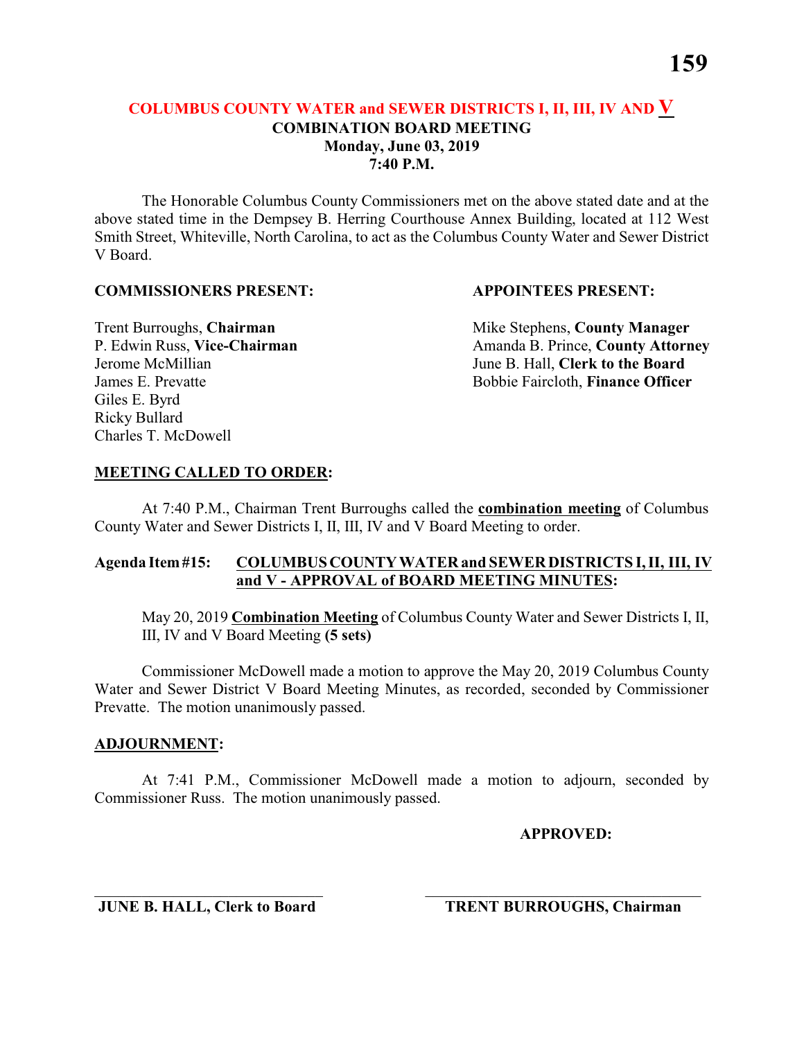## COLUMBUS COUNTY WATER and SEWER DISTRICTS I, II, III, IV AND V
### COMBINATION BOARD MEETING
### Monday, June 03, 2019
### 7:40 P.M.

The Honorable Columbus County Commissioners met on the above stated date and at the above stated time in the Dempsey B. Herring Courthouse Annex Building, located at 112 West Smith Street, Whiteville, North Carolina, to act as the Columbus County Water and Sewer District V Board.

**COMMISSIONERS PRESENT:**

Trent Burroughs, **Chairman**
P. Edwin Russ, **Vice-Chairman**
Jerome McMillian
James E. Prevatte
Giles E. Byrd
Ricky Bullard
Charles T. McDowell

**APPOINTEES PRESENT:**

Mike Stephens, **County Manager**
Amanda B. Prince, **County Attorney**
June B. Hall, **Clerk to the Board**
Bobbie Faircloth, **Finance Officer**

**MEETING CALLED TO ORDER:**

At 7:40 P.M., Chairman Trent Burroughs called the **combination meeting** of Columbus County Water and Sewer Districts I, II, III, IV and V Board Meeting to order.

**Agenda Item #15: COLUMBUS COUNTY WATER and SEWER DISTRICTS I, II, III, IV and V - APPROVAL of BOARD MEETING MINUTES:**

May 20, 2019 **Combination Meeting** of Columbus County Water and Sewer Districts I, II, III, IV and V Board Meeting **(5 sets)**

Commissioner McDowell made a motion to approve the May 20, 2019 Columbus County Water and Sewer District V Board Meeting Minutes, as recorded, seconded by Commissioner Prevatte. The motion unanimously passed.

**ADJOURNMENT:**

At 7:41 P.M., Commissioner McDowell made a motion to adjourn, seconded by Commissioner Russ. The motion unanimously passed.

**APPROVED:**

______________________________
**JUNE B. HALL, Clerk to Board**

______________________________
**TRENT BURROUGHS, Chairman**